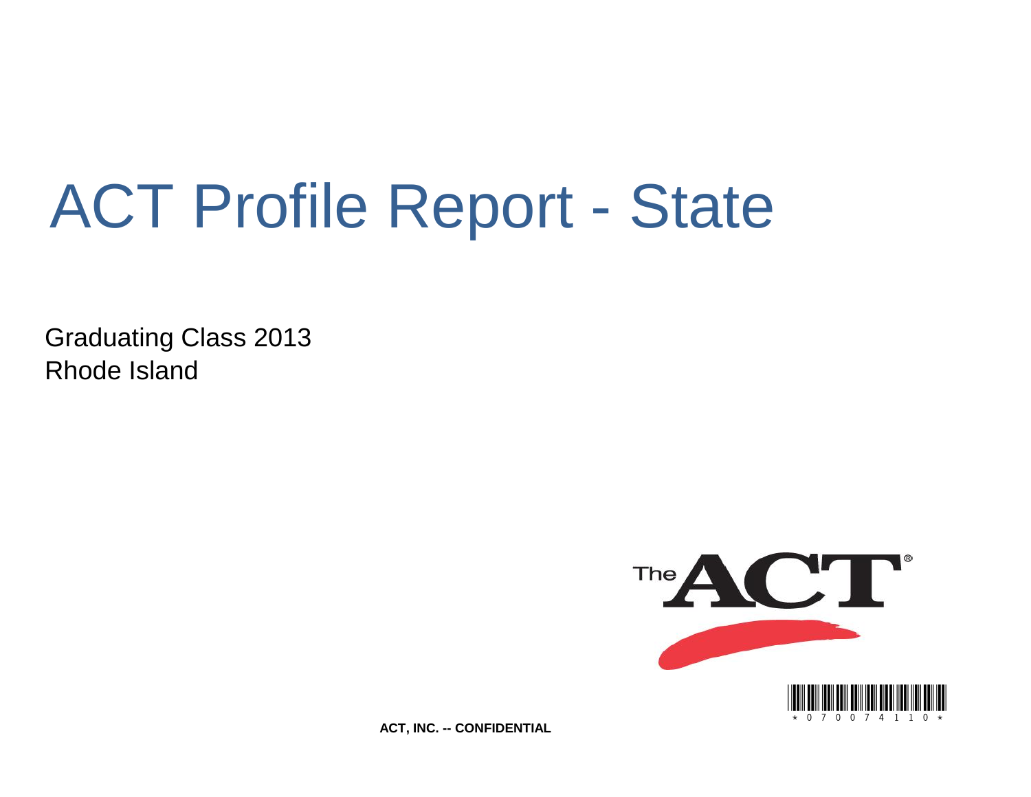# ACT Profile Report - State

Graduating Class 2013
Rhode Island

\* 0 7 0 0 7 4 1 1 0 \*

**ACT, INC. -- CONFIDENTIAL**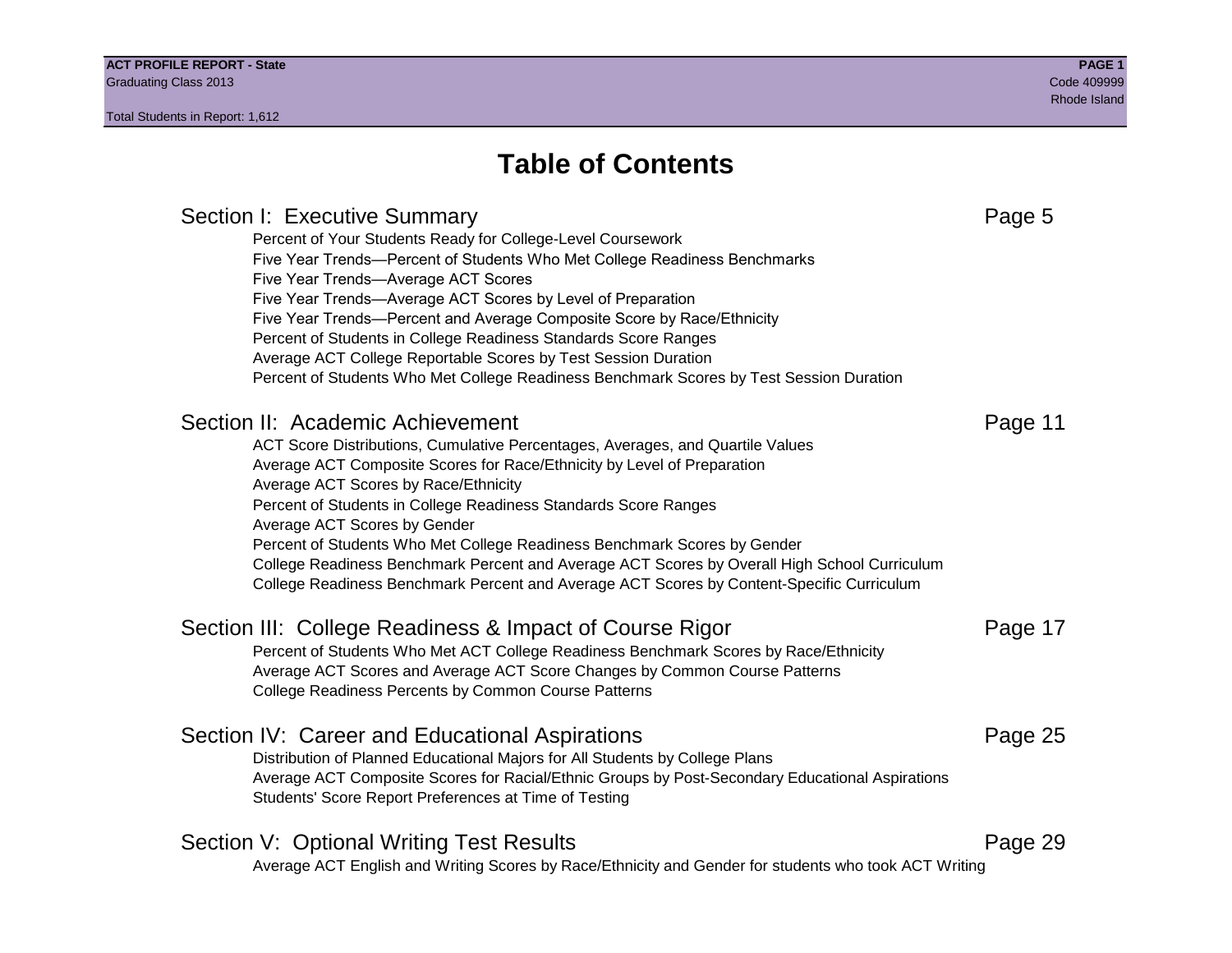# Table of Contents

## Section I: Executive Summary — Page 5

- Percent of Your Students Ready for College-Level Coursework
- Five Year Trends—Percent of Students Who Met College Readiness Benchmarks
- Five Year Trends—Average ACT Scores
- Five Year Trends—Average ACT Scores by Level of Preparation
- Five Year Trends—Percent and Average Composite Score by Race/Ethnicity
- Percent of Students in College Readiness Standards Score Ranges
- Average ACT College Reportable Scores by Test Session Duration
- Percent of Students Who Met College Readiness Benchmark Scores by Test Session Duration

## Section II: Academic Achievement — Page 11

- ACT Score Distributions, Cumulative Percentages, Averages, and Quartile Values
- Average ACT Composite Scores for Race/Ethnicity by Level of Preparation
- Average ACT Scores by Race/Ethnicity
- Percent of Students in College Readiness Standards Score Ranges
- Average ACT Scores by Gender
- Percent of Students Who Met College Readiness Benchmark Scores by Gender
- College Readiness Benchmark Percent and Average ACT Scores by Overall High School Curriculum
- College Readiness Benchmark Percent and Average ACT Scores by Content-Specific Curriculum

## Section III: College Readiness & Impact of Course Rigor — Page 17

- Percent of Students Who Met ACT College Readiness Benchmark Scores by Race/Ethnicity
- Average ACT Scores and Average ACT Score Changes by Common Course Patterns
- College Readiness Percents by Common Course Patterns

## Section IV: Career and Educational Aspirations — Page 25

- Distribution of Planned Educational Majors for All Students by College Plans
- Average ACT Composite Scores for Racial/Ethnic Groups by Post-Secondary Educational Aspirations
- Students' Score Report Preferences at Time of Testing

## Section V: Optional Writing Test Results — Page 29

- Average ACT English and Writing Scores by Race/Ethnicity and Gender for students who took ACT Writing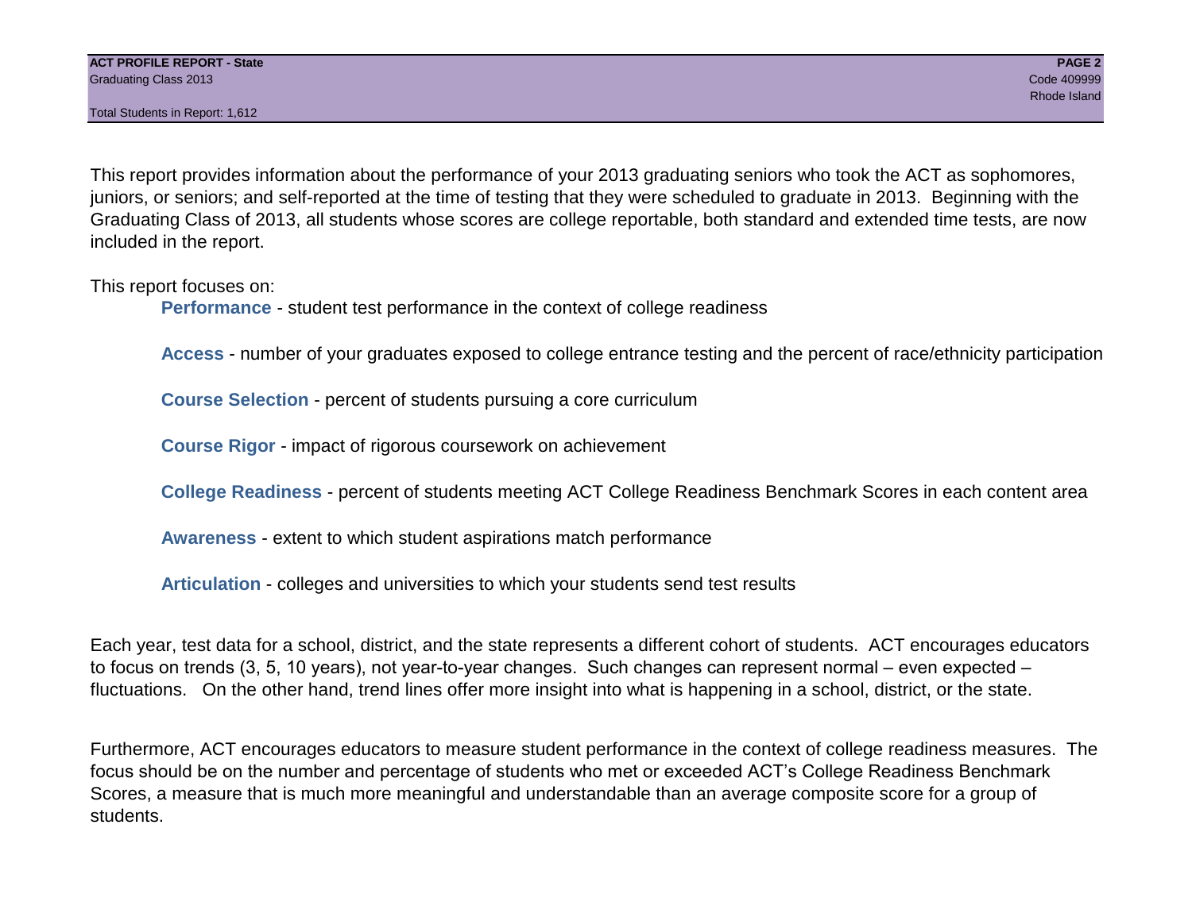This report provides information about the performance of your 2013 graduating seniors who took the ACT as sophomores, juniors, or seniors; and self-reported at the time of testing that they were scheduled to graduate in 2013. Beginning with the Graduating Class of 2013, all students whose scores are college reportable, both standard and extended time tests, are now included in the report.

This report focuses on:

- **Performance** - student test performance in the context of college readiness
- **Access** - number of your graduates exposed to college entrance testing and the percent of race/ethnicity participation
- **Course Selection** - percent of students pursuing a core curriculum
- **Course Rigor** - impact of rigorous coursework on achievement
- **College Readiness** - percent of students meeting ACT College Readiness Benchmark Scores in each content area
- **Awareness** - extent to which student aspirations match performance
- **Articulation** - colleges and universities to which your students send test results

Each year, test data for a school, district, and the state represents a different cohort of students. ACT encourages educators to focus on trends (3, 5, 10 years), not year-to-year changes. Such changes can represent normal – even expected – fluctuations. On the other hand, trend lines offer more insight into what is happening in a school, district, or the state.

Furthermore, ACT encourages educators to measure student performance in the context of college readiness measures. The focus should be on the number and percentage of students who met or exceeded ACT's College Readiness Benchmark Scores, a measure that is much more meaningful and understandable than an average composite score for a group of students.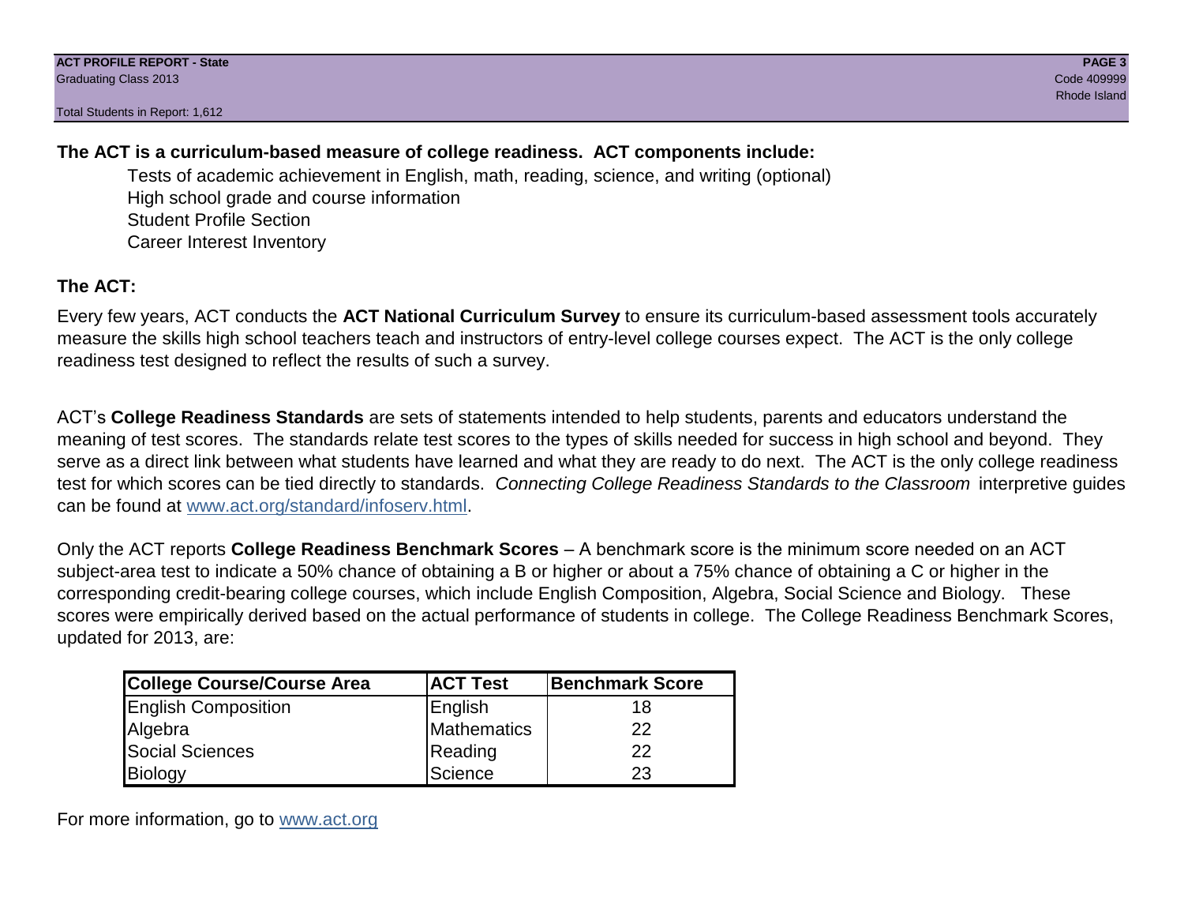**The ACT is a curriculum-based measure of college readiness. ACT components include:**

- Tests of academic achievement in English, math, reading, science, and writing (optional)
- High school grade and course information
- Student Profile Section
- Career Interest Inventory

**The ACT:**

Every few years, ACT conducts the **ACT National Curriculum Survey** to ensure its curriculum-based assessment tools accurately measure the skills high school teachers teach and instructors of entry-level college courses expect. The ACT is the only college readiness test designed to reflect the results of such a survey.

ACT's **College Readiness Standards** are sets of statements intended to help students, parents and educators understand the meaning of test scores. The standards relate test scores to the types of skills needed for success in high school and beyond. They serve as a direct link between what students have learned and what they are ready to do next. The ACT is the only college readiness test for which scores can be tied directly to standards. *Connecting College Readiness Standards to the Classroom* interpretive guides can be found at www.act.org/standard/infoserv.html.

Only the ACT reports **College Readiness Benchmark Scores** – A benchmark score is the minimum score needed on an ACT subject-area test to indicate a 50% chance of obtaining a B or higher or about a 75% chance of obtaining a C or higher in the corresponding credit-bearing college courses, which include English Composition, Algebra, Social Science and Biology. These scores were empirically derived based on the actual performance of students in college. The College Readiness Benchmark Scores, updated for 2013, are:

| College Course/Course Area | ACT Test | Benchmark Score |
|---|---|---|
| English Composition | English | 18 |
| Algebra | Mathematics | 22 |
| Social Sciences | Reading | 22 |
| Biology | Science | 23 |

For more information, go to www.act.org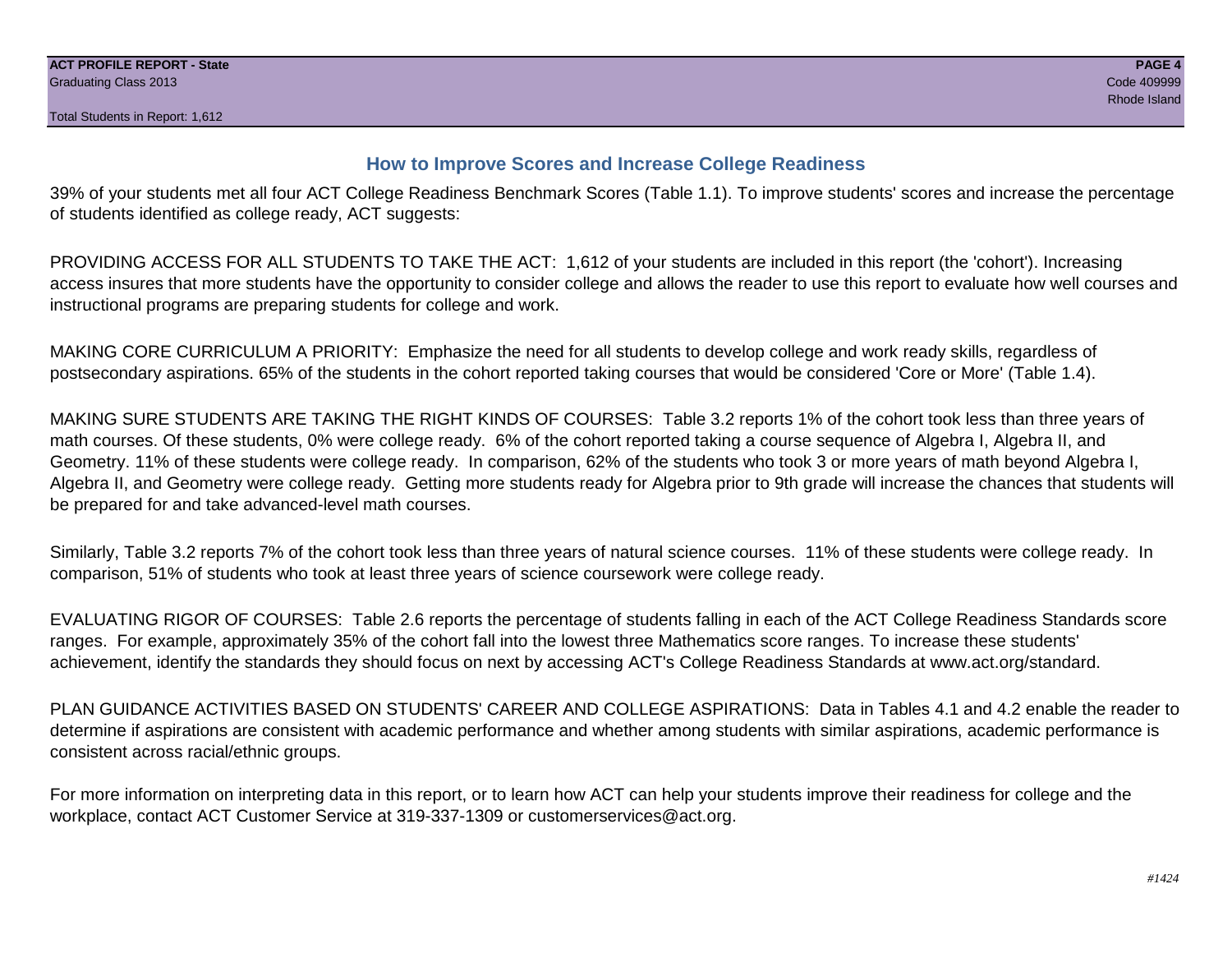## How to Improve Scores and Increase College Readiness

39% of your students met all four ACT College Readiness Benchmark Scores (Table 1.1). To improve students' scores and increase the percentage of students identified as college ready, ACT suggests:

PROVIDING ACCESS FOR ALL STUDENTS TO TAKE THE ACT: 1,612 of your students are included in this report (the 'cohort'). Increasing access insures that more students have the opportunity to consider college and allows the reader to use this report to evaluate how well courses and instructional programs are preparing students for college and work.

MAKING CORE CURRICULUM A PRIORITY: Emphasize the need for all students to develop college and work ready skills, regardless of postsecondary aspirations. 65% of the students in the cohort reported taking courses that would be considered 'Core or More' (Table 1.4).

MAKING SURE STUDENTS ARE TAKING THE RIGHT KINDS OF COURSES: Table 3.2 reports 1% of the cohort took less than three years of math courses. Of these students, 0% were college ready. 6% of the cohort reported taking a course sequence of Algebra I, Algebra II, and Geometry. 11% of these students were college ready. In comparison, 62% of the students who took 3 or more years of math beyond Algebra I, Algebra II, and Geometry were college ready. Getting more students ready for Algebra prior to 9th grade will increase the chances that students will be prepared for and take advanced-level math courses.

Similarly, Table 3.2 reports 7% of the cohort took less than three years of natural science courses. 11% of these students were college ready. In comparison, 51% of students who took at least three years of science coursework were college ready.

EVALUATING RIGOR OF COURSES: Table 2.6 reports the percentage of students falling in each of the ACT College Readiness Standards score ranges. For example, approximately 35% of the cohort fall into the lowest three Mathematics score ranges. To increase these students' achievement, identify the standards they should focus on next by accessing ACT's College Readiness Standards at www.act.org/standard.

PLAN GUIDANCE ACTIVITIES BASED ON STUDENTS' CAREER AND COLLEGE ASPIRATIONS: Data in Tables 4.1 and 4.2 enable the reader to determine if aspirations are consistent with academic performance and whether among students with similar aspirations, academic performance is consistent across racial/ethnic groups.

For more information on interpreting data in this report, or to learn how ACT can help your students improve their readiness for college and the workplace, contact ACT Customer Service at 319-337-1309 or customerservices@act.org.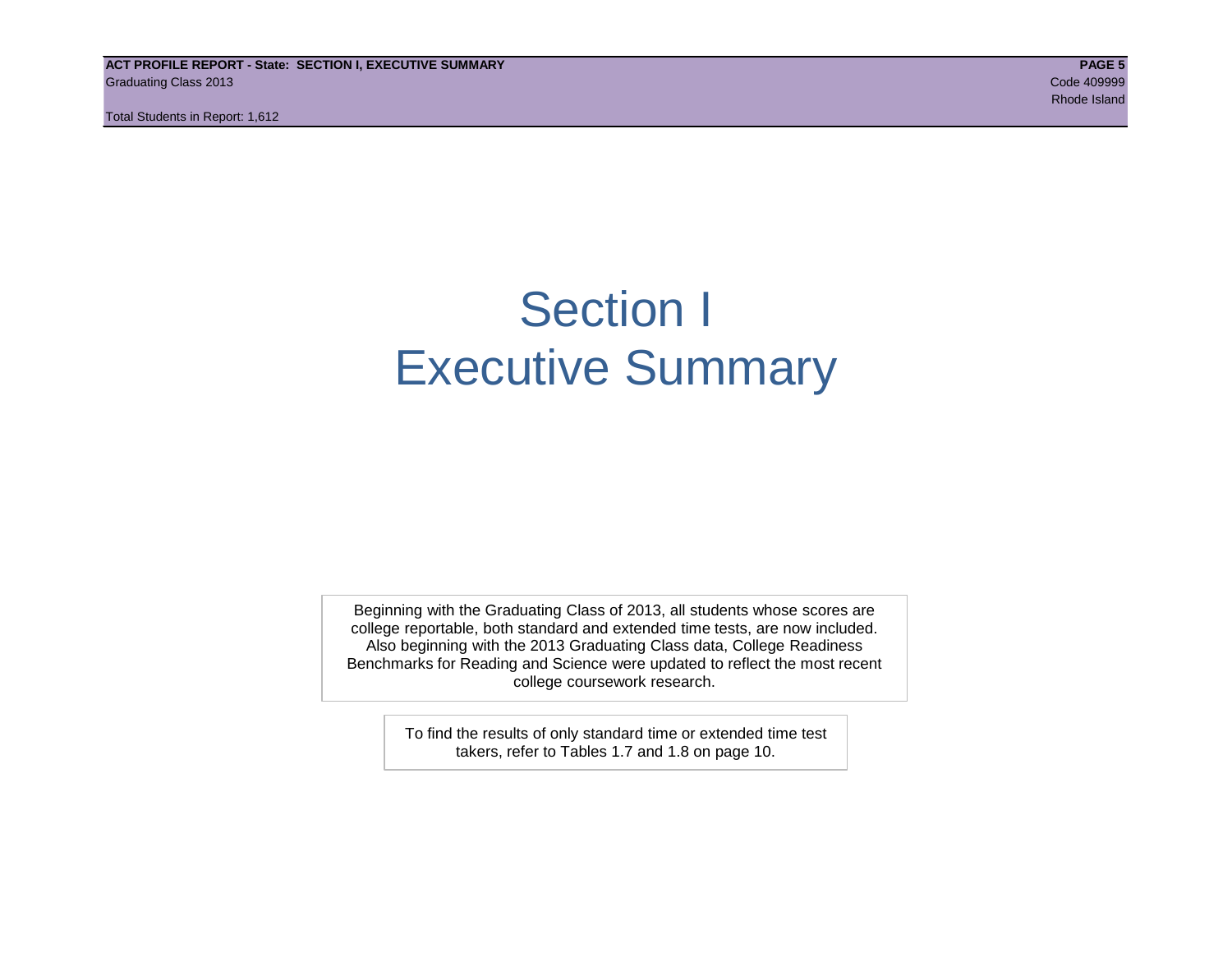# Section I
# Executive Summary

Beginning with the Graduating Class of 2013, all students whose scores are college reportable, both standard and extended time tests, are now included. Also beginning with the 2013 Graduating Class data, College Readiness Benchmarks for Reading and Science were updated to reflect the most recent college coursework research.

To find the results of only standard time or extended time test takers, refer to Tables 1.7 and 1.8 on page 10.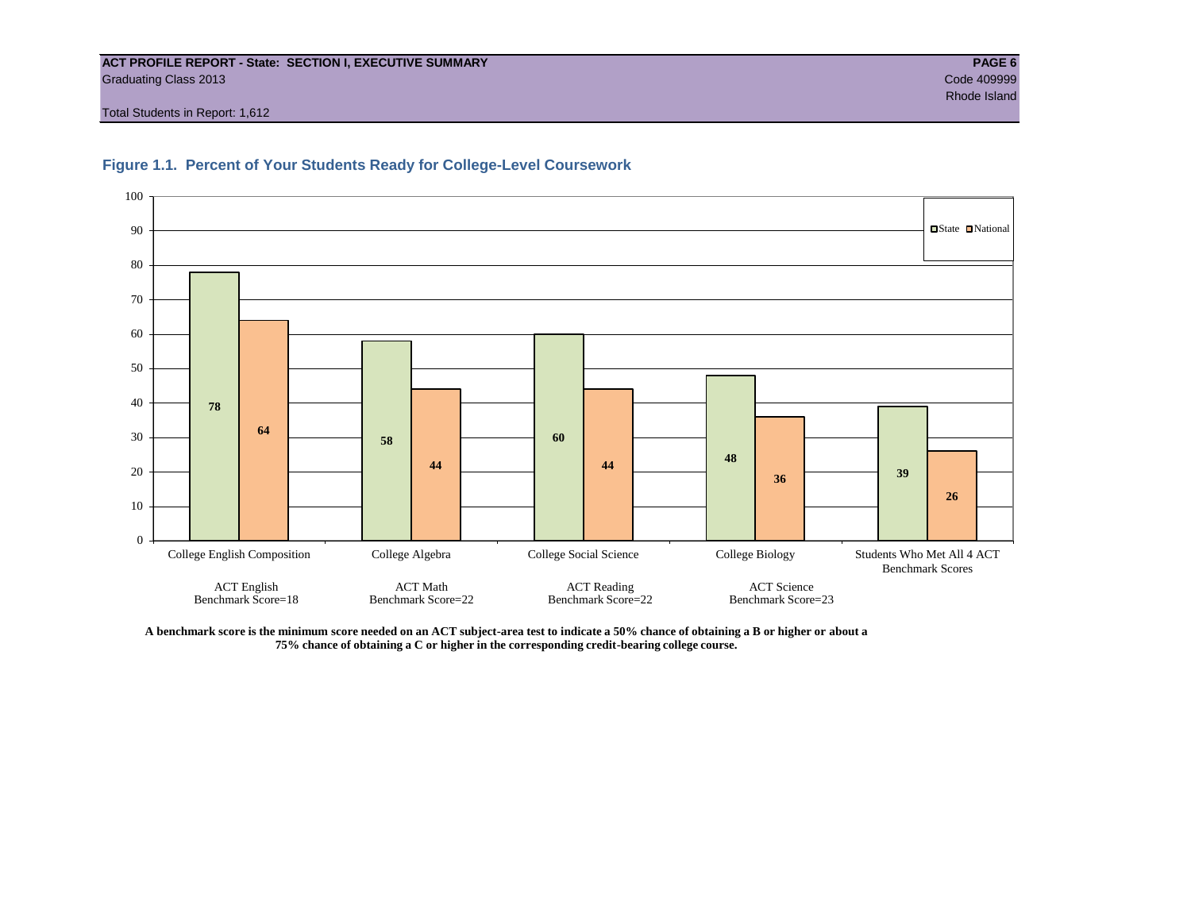**ACT PROFILE REPORT - State: SECTION I, EXECUTIVE SUMMARY**
Graduating Class 2013
Code 409999
Rhode Island

Total Students in Report: 1,612

## Figure 1.1. Percent of Your Students Ready for College-Level Coursework

| Course | State | National |
|---|---|---|
| College English Composition (ACT English Benchmark Score=18) | 78 | 64 |
| College Algebra (ACT Math Benchmark Score=22) | 58 | 44 |
| College Social Science (ACT Reading Benchmark Score=22) | 60 | 44 |
| College Biology (ACT Science Benchmark Score=23) | 48 | 36 |
| Students Who Met All 4 ACT Benchmark Scores | 39 | 26 |

**A benchmark score is the minimum score needed on an ACT subject-area test to indicate a 50% chance of obtaining a B or higher or about a 75% chance of obtaining a C or higher in the corresponding credit-bearing college course.**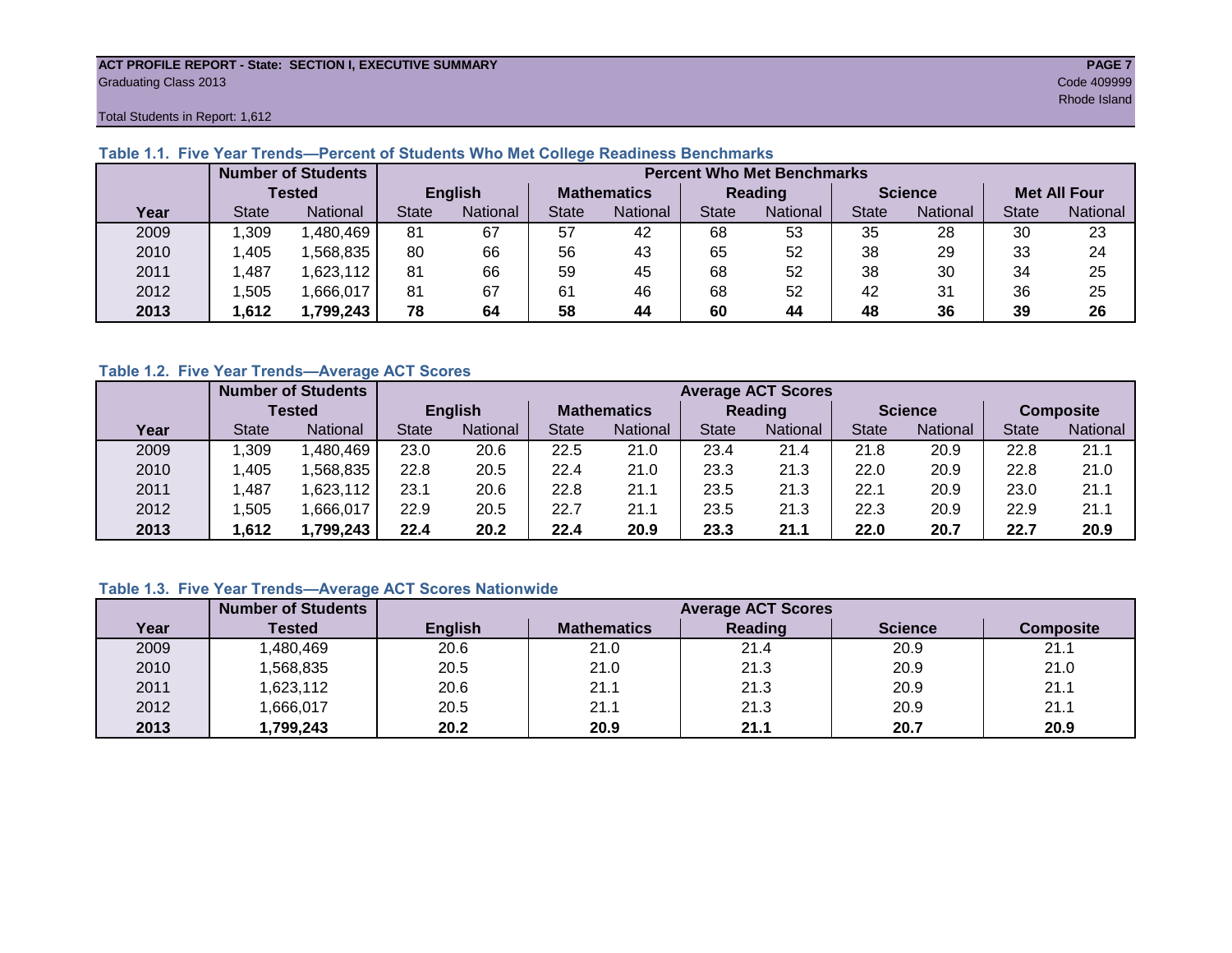**ACT PROFILE REPORT - State: SECTION I, EXECUTIVE SUMMARY**
Graduating Class 2013
Total Students in Report: 1,612

Code 409999
Rhode Island

### Table 1.1. Five Year Trends—Percent of Students Who Met College Readiness Benchmarks

| | Number of Students Tested | | Percent Who Met Benchmarks | | | | | | | | | |
|---|---|---|---|---|---|---|---|---|---|---|---|---|
| | | | English | | Mathematics | | Reading | | Science | | Met All Four | |
| Year | State | National | State | National | State | National | State | National | State | National | State | National |
| 2009 | 1,309 | 1,480,469 | 81 | 67 | 57 | 42 | 68 | 53 | 35 | 28 | 30 | 23 |
| 2010 | 1,405 | 1,568,835 | 80 | 66 | 56 | 43 | 65 | 52 | 38 | 29 | 33 | 24 |
| 2011 | 1,487 | 1,623,112 | 81 | 66 | 59 | 45 | 68 | 52 | 38 | 30 | 34 | 25 |
| 2012 | 1,505 | 1,666,017 | 81 | 67 | 61 | 46 | 68 | 52 | 42 | 31 | 36 | 25 |
| **2013** | **1,612** | **1,799,243** | **78** | **64** | **58** | **44** | **60** | **44** | **48** | **36** | **39** | **26** |

### Table 1.2. Five Year Trends—Average ACT Scores

| | Number of Students Tested | | Average ACT Scores | | | | | | | | | |
|---|---|---|---|---|---|---|---|---|---|---|---|---|
| | | | English | | Mathematics | | Reading | | Science | | Composite | |
| Year | State | National | State | National | State | National | State | National | State | National | State | National |
| 2009 | 1,309 | 1,480,469 | 23.0 | 20.6 | 22.5 | 21.0 | 23.4 | 21.4 | 21.8 | 20.9 | 22.8 | 21.1 |
| 2010 | 1,405 | 1,568,835 | 22.8 | 20.5 | 22.4 | 21.0 | 23.3 | 21.3 | 22.0 | 20.9 | 22.8 | 21.0 |
| 2011 | 1,487 | 1,623,112 | 23.1 | 20.6 | 22.8 | 21.1 | 23.5 | 21.3 | 22.1 | 20.9 | 23.0 | 21.1 |
| 2012 | 1,505 | 1,666,017 | 22.9 | 20.5 | 22.7 | 21.1 | 23.5 | 21.3 | 22.3 | 20.9 | 22.9 | 21.1 |
| **2013** | **1,612** | **1,799,243** | **22.4** | **20.2** | **22.4** | **20.9** | **23.3** | **21.1** | **22.0** | **20.7** | **22.7** | **20.9** |

### Table 1.3. Five Year Trends—Average ACT Scores Nationwide

| | Number of Students | Average ACT Scores | | | | |
|---|---|---|---|---|---|---|
| Year | Tested | English | Mathematics | Reading | Science | Composite |
| 2009 | 1,480,469 | 20.6 | 21.0 | 21.4 | 20.9 | 21.1 |
| 2010 | 1,568,835 | 20.5 | 21.0 | 21.3 | 20.9 | 21.0 |
| 2011 | 1,623,112 | 20.6 | 21.1 | 21.3 | 20.9 | 21.1 |
| 2012 | 1,666,017 | 20.5 | 21.1 | 21.3 | 20.9 | 21.1 |
| **2013** | **1,799,243** | **20.2** | **20.9** | **21.1** | **20.7** | **20.9** |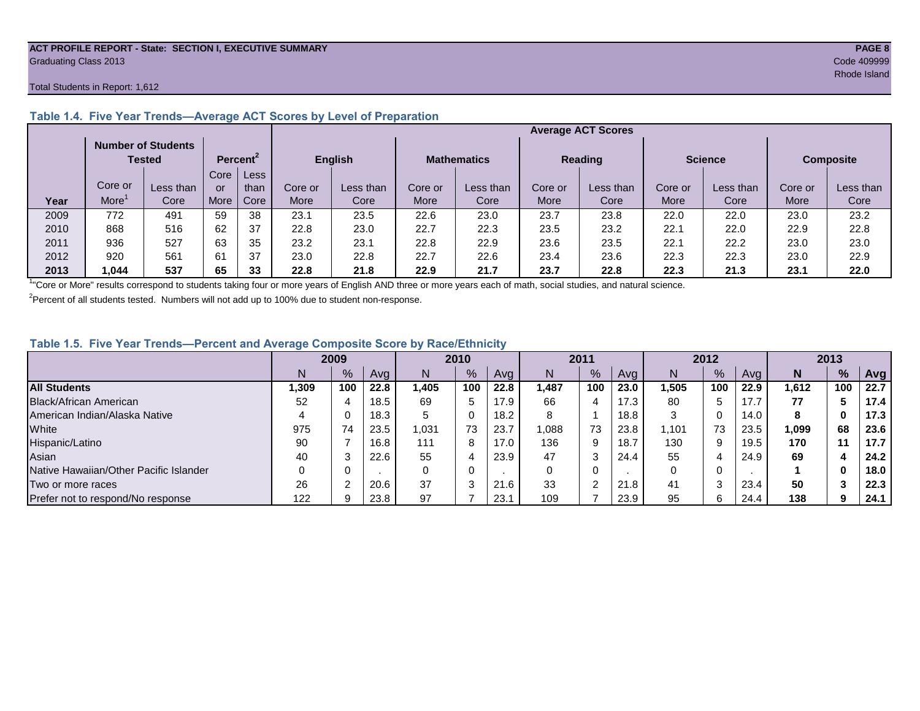**ACT PROFILE REPORT - State: SECTION I, EXECUTIVE SUMMARY**
Graduating Class 2013
Code 409999
Rhode Island

Total Students in Report: 1,612

### Table 1.4. Five Year Trends—Average ACT Scores by Level of Preparation

| Year | Number of Students Tested | | Percent[2] | | Average ACT Scores | | | | | | | | | |
|---|---|---|---|---|---|---|---|---|---|---|---|---|---|---|
| | | | | | English | | Mathematics | | Reading | | Science | | Composite | |
| | Core or More[1] | Less than Core | Core or More | Less than Core | Core or More | Less than Core | Core or More | Less than Core | Core or More | Less than Core | Core or More | Less than Core | Core or More | Less than Core |
| 2009 | 772 | 491 | 59 | 38 | 23.1 | 23.5 | 22.6 | 23.0 | 23.7 | 23.8 | 22.0 | 22.0 | 23.0 | 23.2 |
| 2010 | 868 | 516 | 62 | 37 | 22.8 | 23.0 | 22.7 | 22.3 | 23.5 | 23.2 | 22.1 | 22.0 | 22.9 | 22.8 |
| 2011 | 936 | 527 | 63 | 35 | 23.2 | 23.1 | 22.8 | 22.9 | 23.6 | 23.5 | 22.1 | 22.2 | 23.0 | 23.0 |
| 2012 | 920 | 561 | 61 | 37 | 23.0 | 22.8 | 22.7 | 22.6 | 23.4 | 23.6 | 22.3 | 22.3 | 23.0 | 22.9 |
| **2013** | **1,044** | **537** | **65** | **33** | **22.8** | **21.8** | **22.9** | **21.7** | **23.7** | **22.8** | **22.3** | **21.3** | **23.1** | **22.0** |

[1]"Core or More" results correspond to students taking four or more years of English AND three or more years each of math, social studies, and natural science.

[2]Percent of all students tested. Numbers will not add up to 100% due to student non-response.

### Table 1.5. Five Year Trends—Percent and Average Composite Score by Race/Ethnicity

| | 2009 | | | 2010 | | | 2011 | | | 2012 | | | 2013 | | |
|---|---|---|---|---|---|---|---|---|---|---|---|---|---|---|---|
| | N | % | Avg | N | % | Avg | N | % | Avg | N | % | Avg | **N** | **%** | **Avg** |
| **All Students** | **1,309** | **100** | **22.8** | **1,405** | **100** | **22.8** | **1,487** | **100** | **23.0** | **1,505** | **100** | **22.9** | **1,612** | **100** | **22.7** |
| Black/African American | 52 | 4 | 18.5 | 69 | 5 | 17.9 | 66 | 4 | 17.3 | 80 | 5 | 17.7 | **77** | **5** | **17.4** |
| American Indian/Alaska Native | 4 | 0 | 18.3 | 5 | 0 | 18.2 | 8 | 1 | 18.8 | 3 | 0 | 14.0 | **8** | **0** | **17.3** |
| White | 975 | 74 | 23.5 | 1,031 | 73 | 23.7 | 1,088 | 73 | 23.8 | 1,101 | 73 | 23.5 | **1,099** | **68** | **23.6** |
| Hispanic/Latino | 90 | 7 | 16.8 | 111 | 8 | 17.0 | 136 | 9 | 18.7 | 130 | 9 | 19.5 | **170** | **11** | **17.7** |
| Asian | 40 | 3 | 22.6 | 55 | 4 | 23.9 | 47 | 3 | 24.4 | 55 | 4 | 24.9 | **69** | **4** | **24.2** |
| Native Hawaiian/Other Pacific Islander | 0 | 0 | . | 0 | 0 | . | 0 | 0 | . | 0 | 0 | . | **1** | **0** | **18.0** |
| Two or more races | 26 | 2 | 20.6 | 37 | 3 | 21.6 | 33 | 2 | 21.8 | 41 | 3 | 23.4 | **50** | **3** | **22.3** |
| Prefer not to respond/No response | 122 | 9 | 23.8 | 97 | 7 | 23.1 | 109 | 7 | 23.9 | 95 | 6 | 24.4 | **138** | **9** | **24.1** |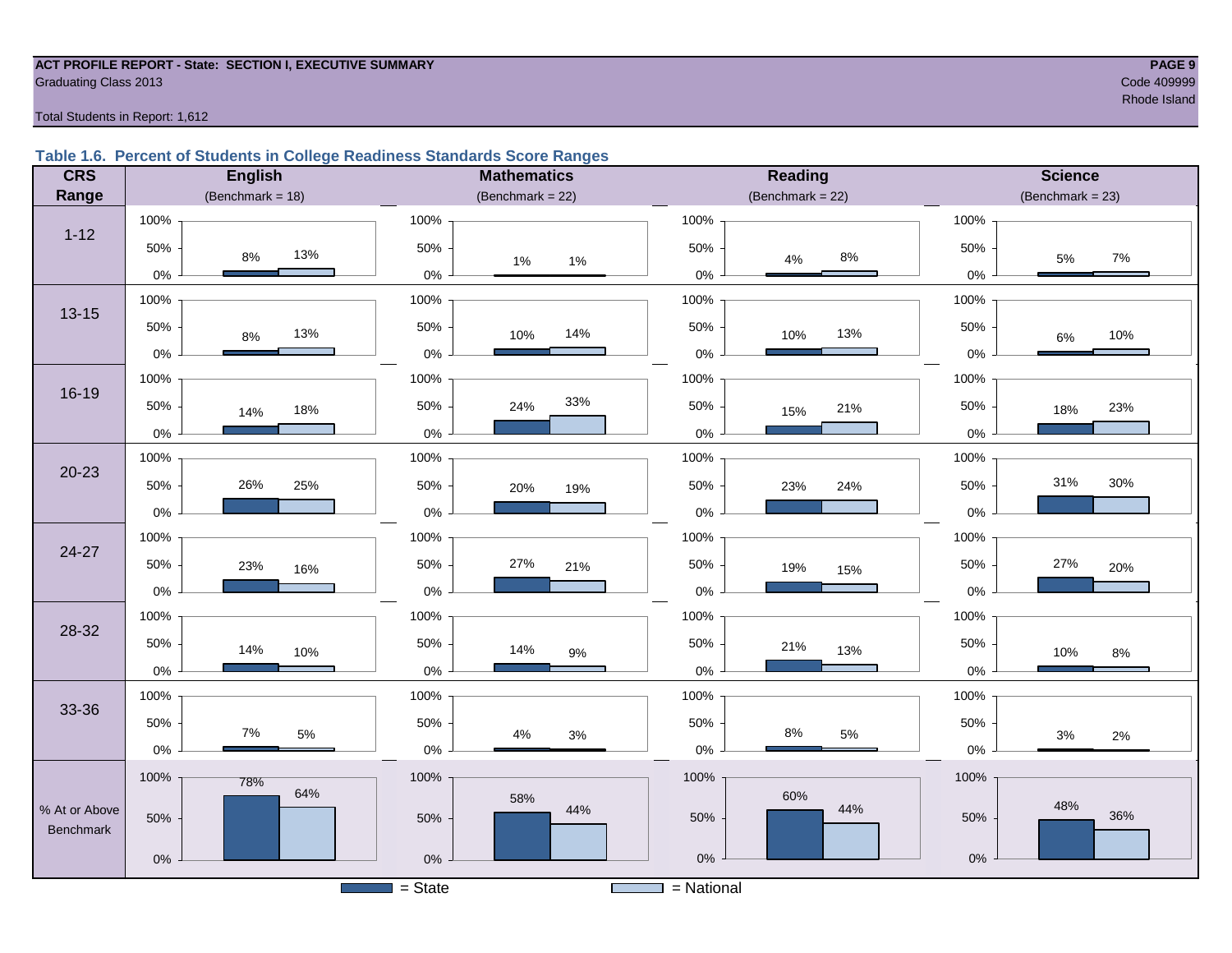ACT PROFILE REPORT - State: SECTION I, EXECUTIVE SUMMARY
Graduating Class 2013

Code 409999
Rhode Island

Total Students in Report: 1,612

## Table 1.6. Percent of Students in College Readiness Standards Score Ranges

| CRS Range | English (Benchmark = 18) State | English National | Mathematics (Benchmark = 22) State | Mathematics National | Reading (Benchmark = 22) State | Reading National | Science (Benchmark = 23) State | Science National |
|---|---|---|---|---|---|---|---|---|
| 1-12 | 8% | 13% | 1% | 1% | 4% | 8% | 5% | 7% |
| 13-15 | 8% | 13% | 10% | 14% | 10% | 13% | 6% | 10% |
| 16-19 | 14% | 18% | 24% | 33% | 15% | 21% | 18% | 23% |
| 20-23 | 26% | 25% | 20% | 19% | 23% | 24% | 31% | 30% |
| 24-27 | 23% | 16% | 27% | 21% | 19% | 15% | 27% | 20% |
| 28-32 | 14% | 10% | 14% | 9% | 21% | 13% | 10% | 8% |
| 33-36 | 7% | 5% | 4% | 3% | 8% | 5% | 3% | 2% |
| % At or Above Benchmark | 78% | 64% | 58% | 44% | 60% | 44% | 48% | 36% |

■ = State ■ = National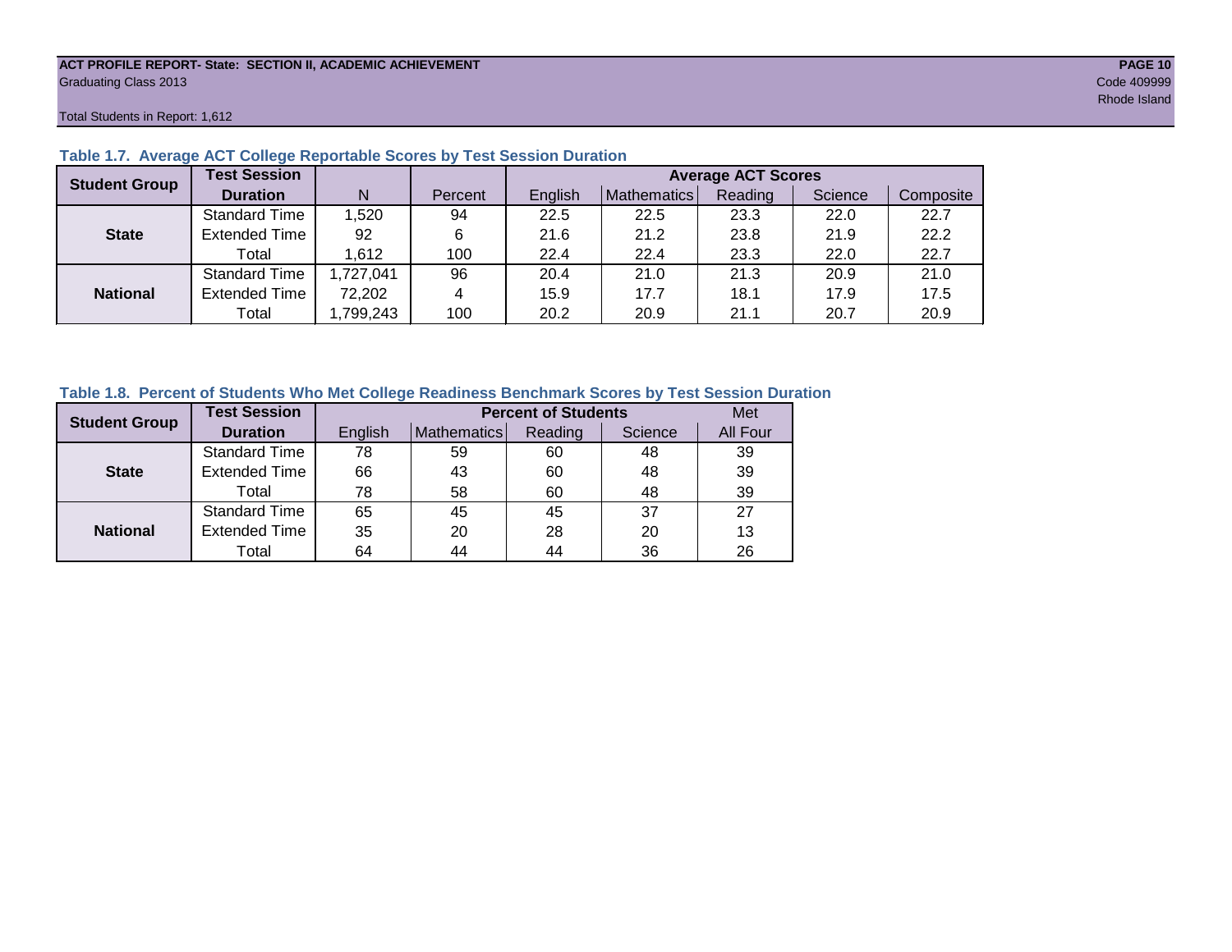## Table 1.7. Average ACT College Reportable Scores by Test Session Duration

| Student Group | Test Session Duration | N | Percent | Average ACT Scores | | | | |
|---|---|---|---|---|---|---|---|---|
| | | | | English | Mathematics | Reading | Science | Composite |
| State | Standard Time | 1,520 | 94 | 22.5 | 22.5 | 23.3 | 22.0 | 22.7 |
| | Extended Time | 92 | 6 | 21.6 | 21.2 | 23.8 | 21.9 | 22.2 |
| | Total | 1,612 | 100 | 22.4 | 22.4 | 23.3 | 22.0 | 22.7 |
| National | Standard Time | 1,727,041 | 96 | 20.4 | 21.0 | 21.3 | 20.9 | 21.0 |
| | Extended Time | 72,202 | 4 | 15.9 | 17.7 | 18.1 | 17.9 | 17.5 |
| | Total | 1,799,243 | 100 | 20.2 | 20.9 | 21.1 | 20.7 | 20.9 |

## Table 1.8. Percent of Students Who Met College Readiness Benchmark Scores by Test Session Duration

| Student Group | Test Session Duration | Percent of Students | | | | Met |
|---|---|---|---|---|---|---|
| | | English | Mathematics | Reading | Science | All Four |
| State | Standard Time | 78 | 59 | 60 | 48 | 39 |
| | Extended Time | 66 | 43 | 60 | 48 | 39 |
| | Total | 78 | 58 | 60 | 48 | 39 |
| National | Standard Time | 65 | 45 | 45 | 37 | 27 |
| | Extended Time | 35 | 20 | 28 | 20 | 13 |
| | Total | 64 | 44 | 44 | 36 | 26 |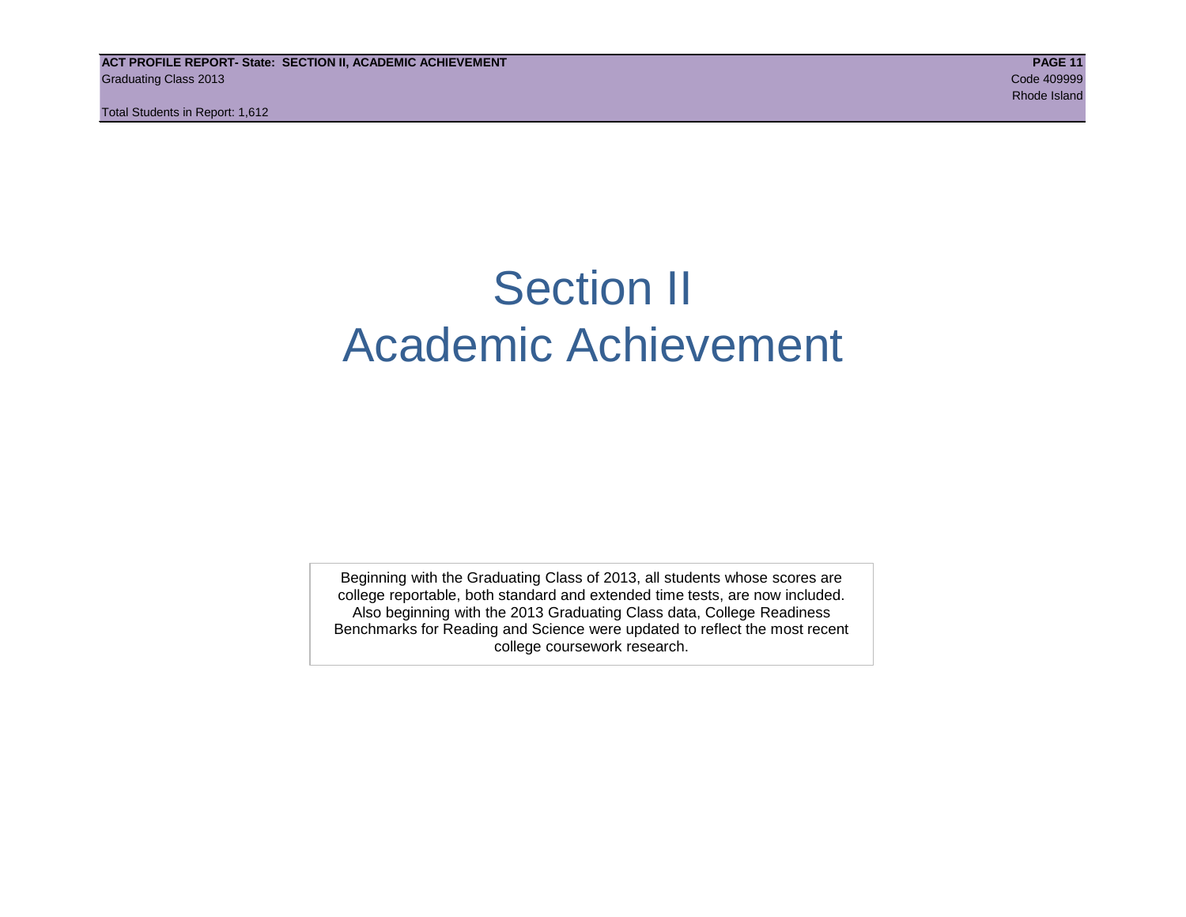# Section II
# Academic Achievement

Beginning with the Graduating Class of 2013, all students whose scores are college reportable, both standard and extended time tests, are now included. Also beginning with the 2013 Graduating Class data, College Readiness Benchmarks for Reading and Science were updated to reflect the most recent college coursework research.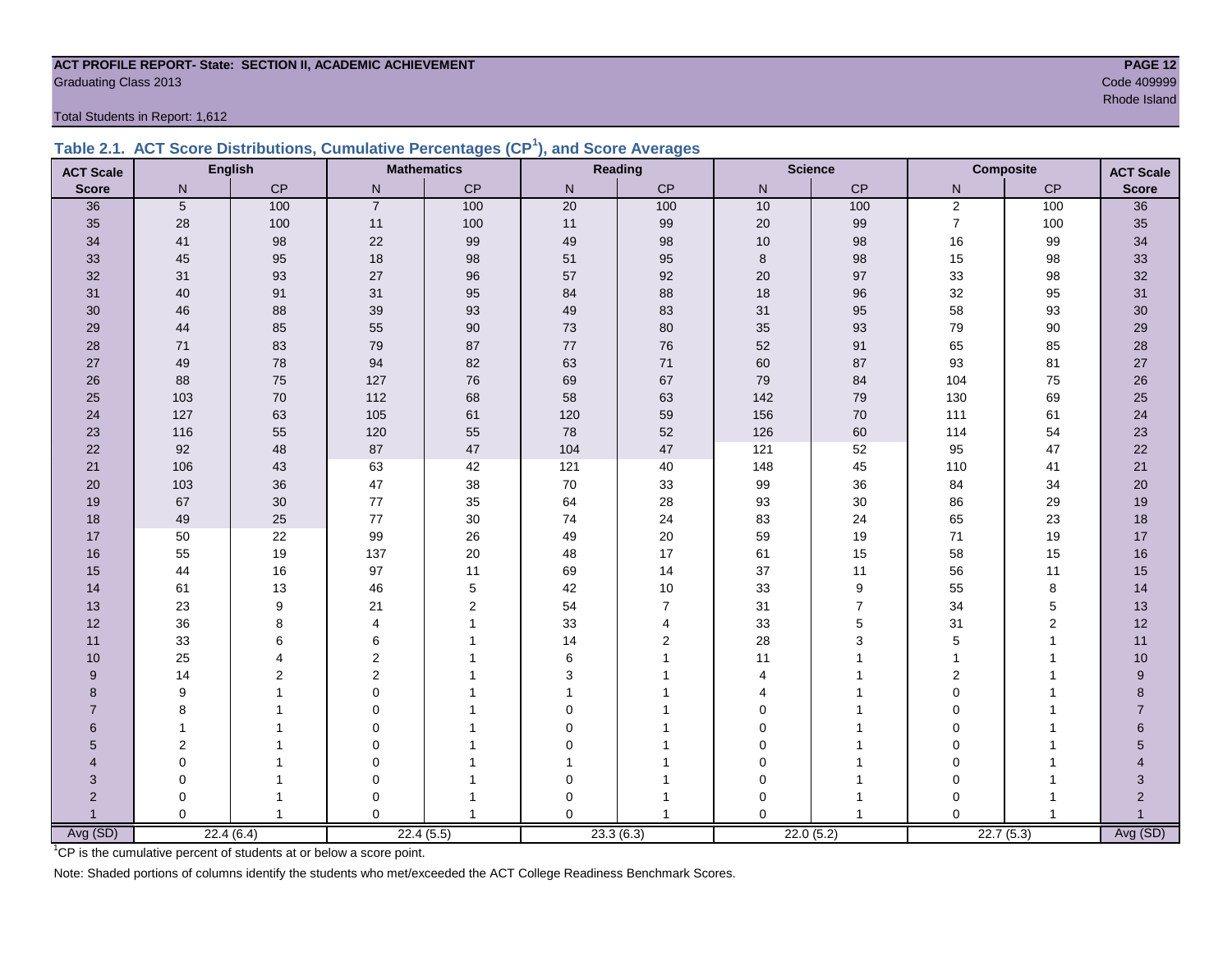ACT PROFILE REPORT- State: SECTION II, ACADEMIC ACHIEVEMENT

Graduating Class 2013

Code 409999

Rhode Island

Total Students in Report: 1,612

### Table 2.1. ACT Score Distributions, Cumulative Percentages (CP[1]), and Score Averages

| ACT Scale | English | | Mathematics | | Reading | | Science | | Composite | | ACT Scale |
|---|---|---|---|---|---|---|---|---|---|---|---|
| Score | N | CP | N | CP | N | CP | N | CP | N | CP | Score |
| 36 | 5 | 100 | 7 | 100 | 20 | 100 | 10 | 100 | 2 | 100 | 36 |
| 35 | 28 | 100 | 11 | 100 | 11 | 99 | 20 | 99 | 7 | 100 | 35 |
| 34 | 41 | 98 | 22 | 99 | 49 | 98 | 10 | 98 | 16 | 99 | 34 |
| 33 | 45 | 95 | 18 | 98 | 51 | 95 | 8 | 98 | 15 | 98 | 33 |
| 32 | 31 | 93 | 27 | 96 | 57 | 92 | 20 | 97 | 33 | 98 | 32 |
| 31 | 40 | 91 | 31 | 95 | 84 | 88 | 18 | 96 | 32 | 95 | 31 |
| 30 | 46 | 88 | 39 | 93 | 49 | 83 | 31 | 95 | 58 | 93 | 30 |
| 29 | 44 | 85 | 55 | 90 | 73 | 80 | 35 | 93 | 79 | 90 | 29 |
| 28 | 71 | 83 | 79 | 87 | 77 | 76 | 52 | 91 | 65 | 85 | 28 |
| 27 | 49 | 78 | 94 | 82 | 63 | 71 | 60 | 87 | 93 | 81 | 27 |
| 26 | 88 | 75 | 127 | 76 | 69 | 67 | 79 | 84 | 104 | 75 | 26 |
| 25 | 103 | 70 | 112 | 68 | 58 | 63 | 142 | 79 | 130 | 69 | 25 |
| 24 | 127 | 63 | 105 | 61 | 120 | 59 | 156 | 70 | 111 | 61 | 24 |
| 23 | 116 | 55 | 120 | 55 | 78 | 52 | 126 | 60 | 114 | 54 | 23 |
| 22 | 92 | 48 | 87 | 47 | 104 | 47 | 121 | 52 | 95 | 47 | 22 |
| 21 | 106 | 43 | 63 | 42 | 121 | 40 | 148 | 45 | 110 | 41 | 21 |
| 20 | 103 | 36 | 47 | 38 | 70 | 33 | 99 | 36 | 84 | 34 | 20 |
| 19 | 67 | 30 | 77 | 35 | 64 | 28 | 93 | 30 | 86 | 29 | 19 |
| 18 | 49 | 25 | 77 | 30 | 74 | 24 | 83 | 24 | 65 | 23 | 18 |
| 17 | 50 | 22 | 99 | 26 | 49 | 20 | 59 | 19 | 71 | 19 | 17 |
| 16 | 55 | 19 | 137 | 20 | 48 | 17 | 61 | 15 | 58 | 15 | 16 |
| 15 | 44 | 16 | 97 | 11 | 69 | 14 | 37 | 11 | 56 | 11 | 15 |
| 14 | 61 | 13 | 46 | 5 | 42 | 10 | 33 | 9 | 55 | 8 | 14 |
| 13 | 23 | 9 | 21 | 2 | 54 | 7 | 31 | 7 | 34 | 5 | 13 |
| 12 | 36 | 8 | 4 | 1 | 33 | 4 | 33 | 5 | 31 | 2 | 12 |
| 11 | 33 | 6 | 6 | 1 | 14 | 2 | 28 | 3 | 5 | 1 | 11 |
| 10 | 25 | 4 | 2 | 1 | 6 | 1 | 11 | 1 | 1 | 1 | 10 |
| 9 | 14 | 2 | 2 | 1 | 3 | 1 | 4 | 1 | 2 | 1 | 9 |
| 8 | 9 | 1 | 0 | 1 | 1 | 1 | 4 | 1 | 0 | 1 | 8 |
| 7 | 8 | 1 | 0 | 1 | 0 | 1 | 0 | 1 | 0 | 1 | 7 |
| 6 | 1 | 1 | 0 | 1 | 0 | 1 | 0 | 1 | 0 | 1 | 6 |
| 5 | 2 | 1 | 0 | 1 | 0 | 1 | 0 | 1 | 0 | 1 | 5 |
| 4 | 0 | 1 | 0 | 1 | 1 | 1 | 0 | 1 | 0 | 1 | 4 |
| 3 | 0 | 1 | 0 | 1 | 0 | 1 | 0 | 1 | 0 | 1 | 3 |
| 2 | 0 | 1 | 0 | 1 | 0 | 1 | 0 | 1 | 0 | 1 | 2 |
| 1 | 0 | 1 | 0 | 1 | 0 | 1 | 0 | 1 | 0 | 1 | 1 |
| Avg (SD) | 22.4 (6.4) | | 22.4 (5.5) | | 23.3 (6.3) | | 22.0 (5.2) | | 22.7 (5.3) | | Avg (SD) |

[1]CP is the cumulative percent of students at or below a score point.

Note: Shaded portions of columns identify the students who met/exceeded the ACT College Readiness Benchmark Scores.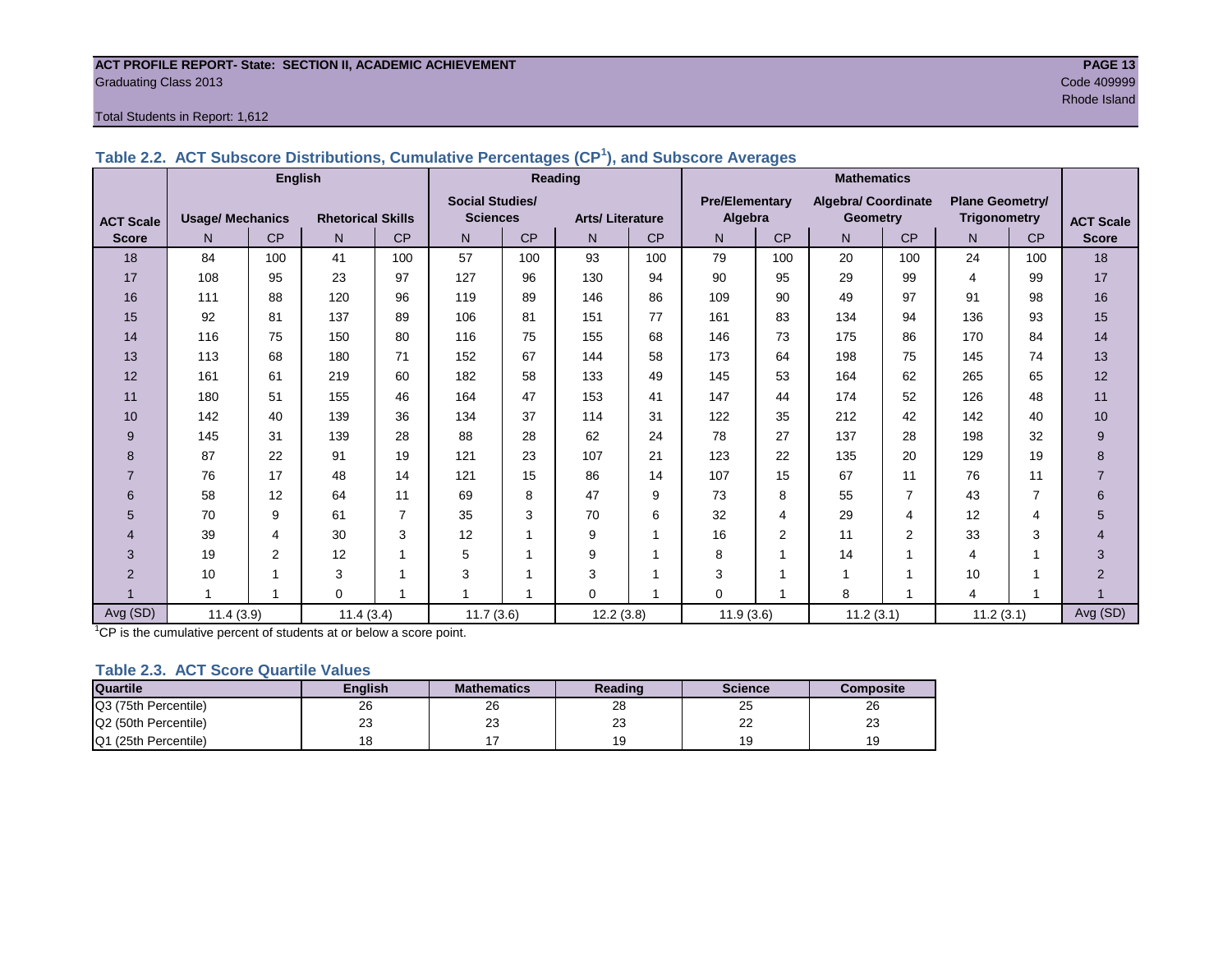ACT PROFILE REPORT- State: SECTION II, ACADEMIC ACHIEVEMENT
Graduating Class 2013
Code 409999
Rhode Island

Total Students in Report: 1,612

### Table 2.2. ACT Subscore Distributions, Cumulative Percentages (CP[1]), and Subscore Averages

| ACT Scale Score | English | | | | Reading | | | | Mathematics | | | | | | ACT Scale Score |
|---|---|---|---|---|---|---|---|---|---|---|---|---|---|---|---|
| | Usage/ Mechanics | | Rhetorical Skills | | Social Studies/ Sciences | | Arts/ Literature | | Pre/Elementary Algebra | | Algebra/ Coordinate Geometry | | Plane Geometry/ Trigonometry | | |
| | N | CP | N | CP | N | CP | N | CP | N | CP | N | CP | N | CP | |
| 18 | 84 | 100 | 41 | 100 | 57 | 100 | 93 | 100 | 79 | 100 | 20 | 100 | 24 | 100 | 18 |
| 17 | 108 | 95 | 23 | 97 | 127 | 96 | 130 | 94 | 90 | 95 | 29 | 99 | 4 | 99 | 17 |
| 16 | 111 | 88 | 120 | 96 | 119 | 89 | 146 | 86 | 109 | 90 | 49 | 97 | 91 | 98 | 16 |
| 15 | 92 | 81 | 137 | 89 | 106 | 81 | 151 | 77 | 161 | 83 | 134 | 94 | 136 | 93 | 15 |
| 14 | 116 | 75 | 150 | 80 | 116 | 75 | 155 | 68 | 146 | 73 | 175 | 86 | 170 | 84 | 14 |
| 13 | 113 | 68 | 180 | 71 | 152 | 67 | 144 | 58 | 173 | 64 | 198 | 75 | 145 | 74 | 13 |
| 12 | 161 | 61 | 219 | 60 | 182 | 58 | 133 | 49 | 145 | 53 | 164 | 62 | 265 | 65 | 12 |
| 11 | 180 | 51 | 155 | 46 | 164 | 47 | 153 | 41 | 147 | 44 | 174 | 52 | 126 | 48 | 11 |
| 10 | 142 | 40 | 139 | 36 | 134 | 37 | 114 | 31 | 122 | 35 | 212 | 42 | 142 | 40 | 10 |
| 9 | 145 | 31 | 139 | 28 | 88 | 28 | 62 | 24 | 78 | 27 | 137 | 28 | 198 | 32 | 9 |
| 8 | 87 | 22 | 91 | 19 | 121 | 23 | 107 | 21 | 123 | 22 | 135 | 20 | 129 | 19 | 8 |
| 7 | 76 | 17 | 48 | 14 | 121 | 15 | 86 | 14 | 107 | 15 | 67 | 11 | 76 | 11 | 7 |
| 6 | 58 | 12 | 64 | 11 | 69 | 8 | 47 | 9 | 73 | 8 | 55 | 7 | 43 | 7 | 6 |
| 5 | 70 | 9 | 61 | 7 | 35 | 3 | 70 | 6 | 32 | 4 | 29 | 4 | 12 | 4 | 5 |
| 4 | 39 | 4 | 30 | 3 | 12 | 1 | 9 | 1 | 16 | 2 | 11 | 2 | 33 | 3 | 4 |
| 3 | 19 | 2 | 12 | 1 | 5 | 1 | 9 | 1 | 8 | 1 | 14 | 1 | 4 | 1 | 3 |
| 2 | 10 | 1 | 3 | 1 | 3 | 1 | 3 | 1 | 3 | 1 | 1 | 1 | 10 | 1 | 2 |
| 1 | 1 | 1 | 0 | 1 | 1 | 1 | 0 | 1 | 0 | 1 | 8 | 1 | 4 | 1 | 1 |
| Avg (SD) | 11.4 (3.9) | | 11.4 (3.4) | | 11.7 (3.6) | | 12.2 (3.8) | | 11.9 (3.6) | | 11.2 (3.1) | | 11.2 (3.1) | | Avg (SD) |

[1]CP is the cumulative percent of students at or below a score point.

### Table 2.3. ACT Score Quartile Values

| Quartile | English | Mathematics | Reading | Science | Composite |
|---|---|---|---|---|---|
| Q3 (75th Percentile) | 26 | 26 | 28 | 25 | 26 |
| Q2 (50th Percentile) | 23 | 23 | 23 | 22 | 23 |
| Q1 (25th Percentile) | 18 | 17 | 19 | 19 | 19 |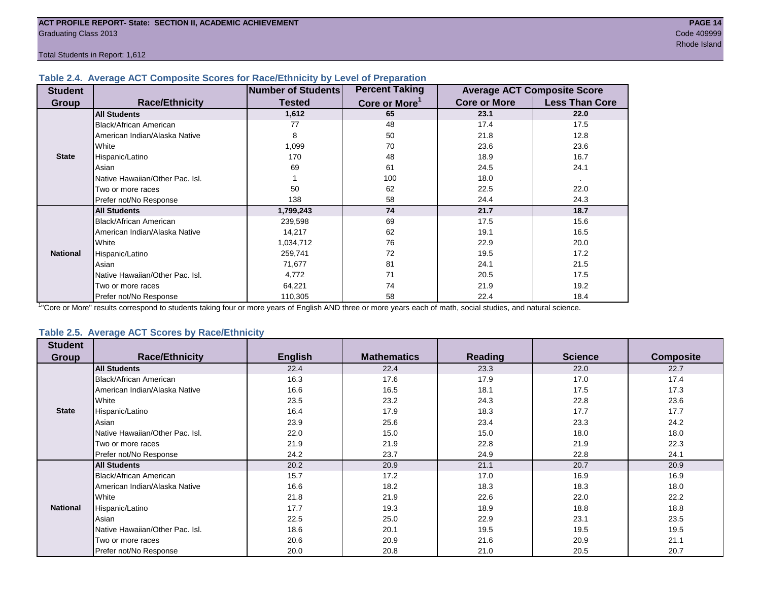### Table 2.4. Average ACT Composite Scores for Race/Ethnicity by Level of Preparation

| Student Group | Race/Ethnicity | Number of Students Tested | Percent Taking Core or More[1] | Average ACT Composite Score | |
|---|---|---|---|---|---|
| | | | | Core or More | Less Than Core |
| State | **All Students** | **1,612** | **65** | **23.1** | **22.0** |
| | Black/African American | 77 | 48 | 17.4 | 17.5 |
| | American Indian/Alaska Native | 8 | 50 | 21.8 | 12.8 |
| | White | 1,099 | 70 | 23.6 | 23.6 |
| | Hispanic/Latino | 170 | 48 | 18.9 | 16.7 |
| | Asian | 69 | 61 | 24.5 | 24.1 |
| | Native Hawaiian/Other Pac. Isl. | 1 | 100 | 18.0 | . |
| | Two or more races | 50 | 62 | 22.5 | 22.0 |
| | Prefer not/No Response | 138 | 58 | 24.4 | 24.3 |
| National | **All Students** | **1,799,243** | **74** | **21.7** | **18.7** |
| | Black/African American | 239,598 | 69 | 17.5 | 15.6 |
| | American Indian/Alaska Native | 14,217 | 62 | 19.1 | 16.5 |
| | White | 1,034,712 | 76 | 22.9 | 20.0 |
| | Hispanic/Latino | 259,741 | 72 | 19.5 | 17.2 |
| | Asian | 71,677 | 81 | 24.1 | 21.5 |
| | Native Hawaiian/Other Pac. Isl. | 4,772 | 71 | 20.5 | 17.5 |
| | Two or more races | 64,221 | 74 | 21.9 | 19.2 |
| | Prefer not/No Response | 110,305 | 58 | 22.4 | 18.4 |

[1]"Core or More" results correspond to students taking four or more years of English AND three or more years each of math, social studies, and natural science.

### Table 2.5. Average ACT Scores by Race/Ethnicity

| Student Group | Race/Ethnicity | English | Mathematics | Reading | Science | Composite |
|---|---|---|---|---|---|---|
| State | **All Students** | 22.4 | 22.4 | 23.3 | 22.0 | 22.7 |
| | Black/African American | 16.3 | 17.6 | 17.9 | 17.0 | 17.4 |
| | American Indian/Alaska Native | 16.6 | 16.5 | 18.1 | 17.5 | 17.3 |
| | White | 23.5 | 23.2 | 24.3 | 22.8 | 23.6 |
| | Hispanic/Latino | 16.4 | 17.9 | 18.3 | 17.7 | 17.7 |
| | Asian | 23.9 | 25.6 | 23.4 | 23.3 | 24.2 |
| | Native Hawaiian/Other Pac. Isl. | 22.0 | 15.0 | 15.0 | 18.0 | 18.0 |
| | Two or more races | 21.9 | 21.9 | 22.8 | 21.9 | 22.3 |
| | Prefer not/No Response | 24.2 | 23.7 | 24.9 | 22.8 | 24.1 |
| National | **All Students** | 20.2 | 20.9 | 21.1 | 20.7 | 20.9 |
| | Black/African American | 15.7 | 17.2 | 17.0 | 16.9 | 16.9 |
| | American Indian/Alaska Native | 16.6 | 18.2 | 18.3 | 18.3 | 18.0 |
| | White | 21.8 | 21.9 | 22.6 | 22.0 | 22.2 |
| | Hispanic/Latino | 17.7 | 19.3 | 18.9 | 18.8 | 18.8 |
| | Asian | 22.5 | 25.0 | 22.9 | 23.1 | 23.5 |
| | Native Hawaiian/Other Pac. Isl. | 18.6 | 20.1 | 19.5 | 19.5 | 19.5 |
| | Two or more races | 20.6 | 20.9 | 21.6 | 20.9 | 21.1 |
| | Prefer not/No Response | 20.0 | 20.8 | 21.0 | 20.5 | 20.7 |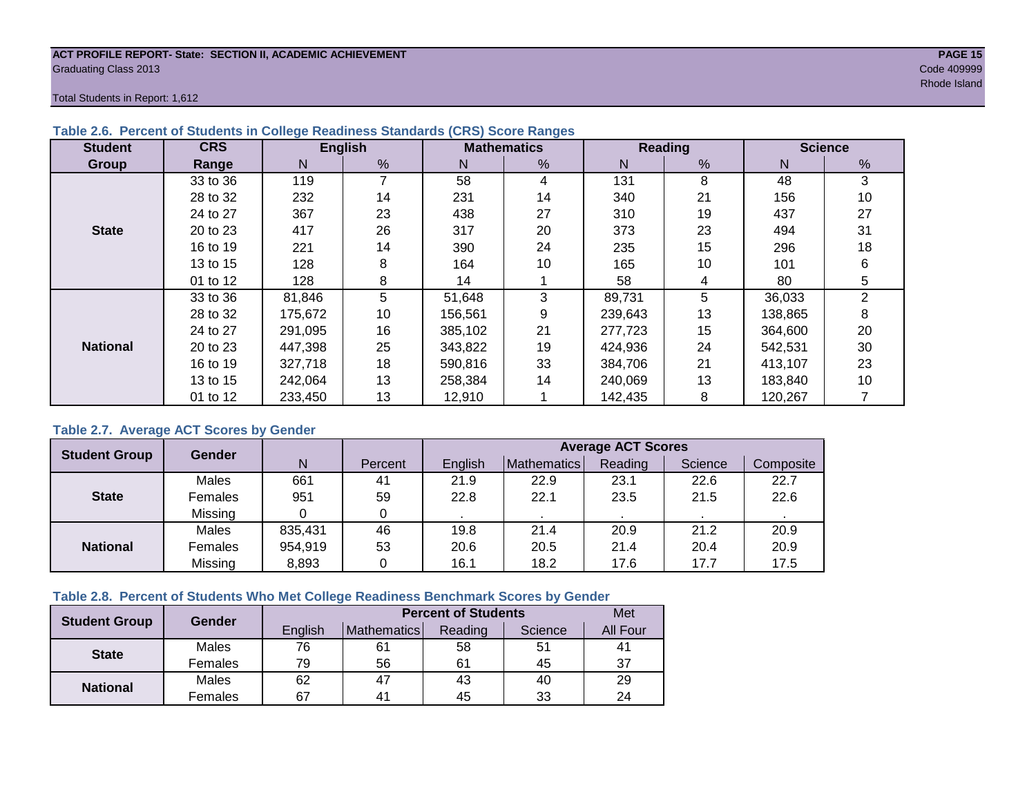ACT PROFILE REPORT- State: SECTION II, ACADEMIC ACHIEVEMENT
Graduating Class 2013
Code 409999
Rhode Island

Total Students in Report: 1,612

### Table 2.6. Percent of Students in College Readiness Standards (CRS) Score Ranges

| Student Group | CRS Range | English | | Mathematics | | Reading | | Science | |
|---|---|---|---|---|---|---|---|---|---|
| | | N | % | N | % | N | % | N | % |
| State | 33 to 36 | 119 | 7 | 58 | 4 | 131 | 8 | 48 | 3 |
| | 28 to 32 | 232 | 14 | 231 | 14 | 340 | 21 | 156 | 10 |
| | 24 to 27 | 367 | 23 | 438 | 27 | 310 | 19 | 437 | 27 |
| | 20 to 23 | 417 | 26 | 317 | 20 | 373 | 23 | 494 | 31 |
| | 16 to 19 | 221 | 14 | 390 | 24 | 235 | 15 | 296 | 18 |
| | 13 to 15 | 128 | 8 | 164 | 10 | 165 | 10 | 101 | 6 |
| | 01 to 12 | 128 | 8 | 14 | 1 | 58 | 4 | 80 | 5 |
| National | 33 to 36 | 81,846 | 5 | 51,648 | 3 | 89,731 | 5 | 36,033 | 2 |
| | 28 to 32 | 175,672 | 10 | 156,561 | 9 | 239,643 | 13 | 138,865 | 8 |
| | 24 to 27 | 291,095 | 16 | 385,102 | 21 | 277,723 | 15 | 364,600 | 20 |
| | 20 to 23 | 447,398 | 25 | 343,822 | 19 | 424,936 | 24 | 542,531 | 30 |
| | 16 to 19 | 327,718 | 18 | 590,816 | 33 | 384,706 | 21 | 413,107 | 23 |
| | 13 to 15 | 242,064 | 13 | 258,384 | 14 | 240,069 | 13 | 183,840 | 10 |
| | 01 to 12 | 233,450 | 13 | 12,910 | 1 | 142,435 | 8 | 120,267 | 7 |

### Table 2.7. Average ACT Scores by Gender

| Student Group | Gender | N | Percent | Average ACT Scores | | | | |
|---|---|---|---|---|---|---|---|---|
| | | | | English | Mathematics | Reading | Science | Composite |
| State | Males | 661 | 41 | 21.9 | 22.9 | 23.1 | 22.6 | 22.7 |
| | Females | 951 | 59 | 22.8 | 22.1 | 23.5 | 21.5 | 22.6 |
| | Missing | 0 | 0 | . | . | . | . | . |
| National | Males | 835,431 | 46 | 19.8 | 21.4 | 20.9 | 21.2 | 20.9 |
| | Females | 954,919 | 53 | 20.6 | 20.5 | 21.4 | 20.4 | 20.9 |
| | Missing | 8,893 | 0 | 16.1 | 18.2 | 17.6 | 17.7 | 17.5 |

### Table 2.8. Percent of Students Who Met College Readiness Benchmark Scores by Gender

| Student Group | Gender | Percent of Students | | | | Met |
|---|---|---|---|---|---|---|
| | | English | Mathematics | Reading | Science | All Four |
| State | Males | 76 | 61 | 58 | 51 | 41 |
| | Females | 79 | 56 | 61 | 45 | 37 |
| National | Males | 62 | 47 | 43 | 40 | 29 |
| | Females | 67 | 41 | 45 | 33 | 24 |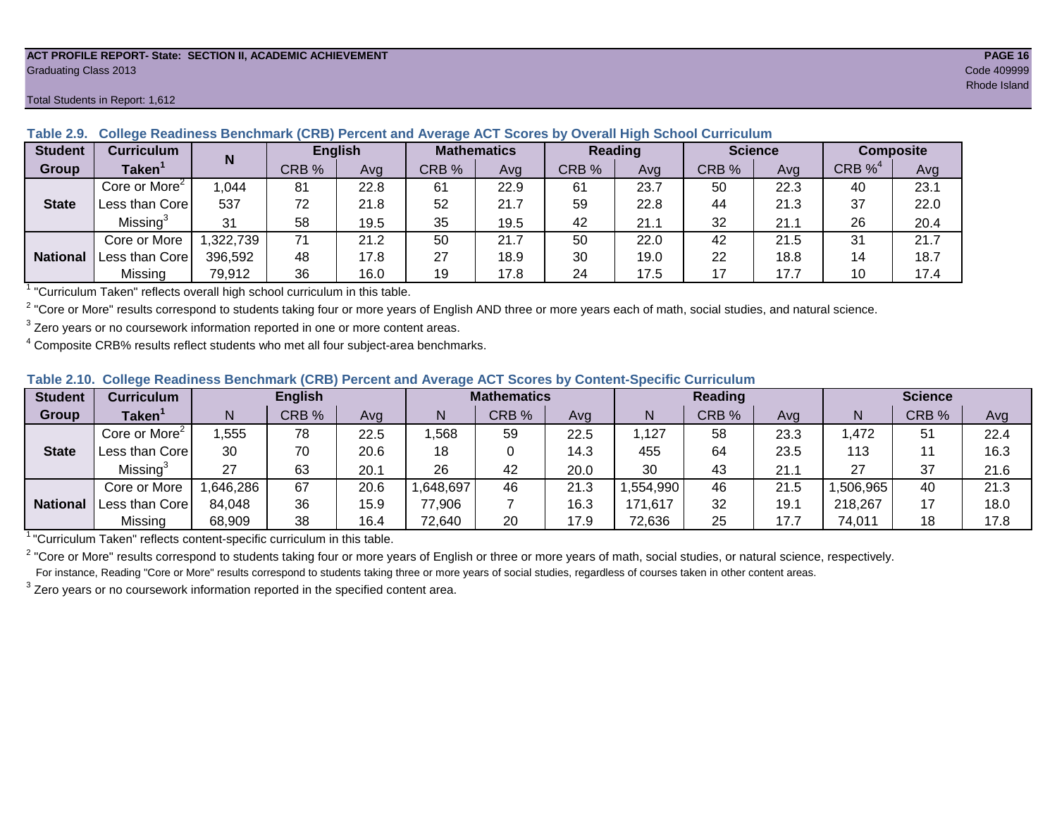ACT PROFILE REPORT- State: SECTION II, ACADEMIC ACHIEVEMENT

Graduating Class 2013

Code 409999

Rhode Island

Total Students in Report: 1,612

**Table 2.9. College Readiness Benchmark (CRB) Percent and Average ACT Scores by Overall High School Curriculum**

| Student Group | Curriculum Taken[1] | N | English | | Mathematics | | Reading | | Science | | Composite | |
|---|---|---|---|---|---|---|---|---|---|---|---|---|
| | | | CRB % | Avg | CRB % | Avg | CRB % | Avg | CRB % | Avg | CRB %[4] | Avg |
| State | Core or More[2] | 1,044 | 81 | 22.8 | 61 | 22.9 | 61 | 23.7 | 50 | 22.3 | 40 | 23.1 |
| | Less than Core | 537 | 72 | 21.8 | 52 | 21.7 | 59 | 22.8 | 44 | 21.3 | 37 | 22.0 |
| | Missing[3] | 31 | 58 | 19.5 | 35 | 19.5 | 42 | 21.1 | 32 | 21.1 | 26 | 20.4 |
| National | Core or More | 1,322,739 | 71 | 21.2 | 50 | 21.7 | 50 | 22.0 | 42 | 21.5 | 31 | 21.7 |
| | Less than Core | 396,592 | 48 | 17.8 | 27 | 18.9 | 30 | 19.0 | 22 | 18.8 | 14 | 18.7 |
| | Missing | 79,912 | 36 | 16.0 | 19 | 17.8 | 24 | 17.5 | 17 | 17.7 | 10 | 17.4 |

[1] "Curriculum Taken" reflects overall high school curriculum in this table.

[2] "Core or More" results correspond to students taking four or more years of English AND three or more years each of math, social studies, and natural science.

[3] Zero years or no coursework information reported in one or more content areas.

[4] Composite CRB% results reflect students who met all four subject-area benchmarks.

**Table 2.10. College Readiness Benchmark (CRB) Percent and Average ACT Scores by Content-Specific Curriculum**

| Student Group | Curriculum Taken[1] | English | | | Mathematics | | | Reading | | | Science | | |
|---|---|---|---|---|---|---|---|---|---|---|---|---|---|
| | | N | CRB % | Avg | N | CRB % | Avg | N | CRB % | Avg | N | CRB % | Avg |
| State | Core or More[2] | 1,555 | 78 | 22.5 | 1,568 | 59 | 22.5 | 1,127 | 58 | 23.3 | 1,472 | 51 | 22.4 |
| | Less than Core | 30 | 70 | 20.6 | 18 | 0 | 14.3 | 455 | 64 | 23.5 | 113 | 11 | 16.3 |
| | Missing[3] | 27 | 63 | 20.1 | 26 | 42 | 20.0 | 30 | 43 | 21.1 | 27 | 37 | 21.6 |
| National | Core or More | 1,646,286 | 67 | 20.6 | 1,648,697 | 46 | 21.3 | 1,554,990 | 46 | 21.5 | 1,506,965 | 40 | 21.3 |
| | Less than Core | 84,048 | 36 | 15.9 | 77,906 | 7 | 16.3 | 171,617 | 32 | 19.1 | 218,267 | 17 | 18.0 |
| | Missing | 68,909 | 38 | 16.4 | 72,640 | 20 | 17.9 | 72,636 | 25 | 17.7 | 74,011 | 18 | 17.8 |

[1] "Curriculum Taken" reflects content-specific curriculum in this table.

[2] "Core or More" results correspond to students taking four or more years of English or three or more years of math, social studies, or natural science, respectively.
For instance, Reading "Core or More" results correspond to students taking three or more years of social studies, regardless of courses taken in other content areas.

[3] Zero years or no coursework information reported in the specified content area.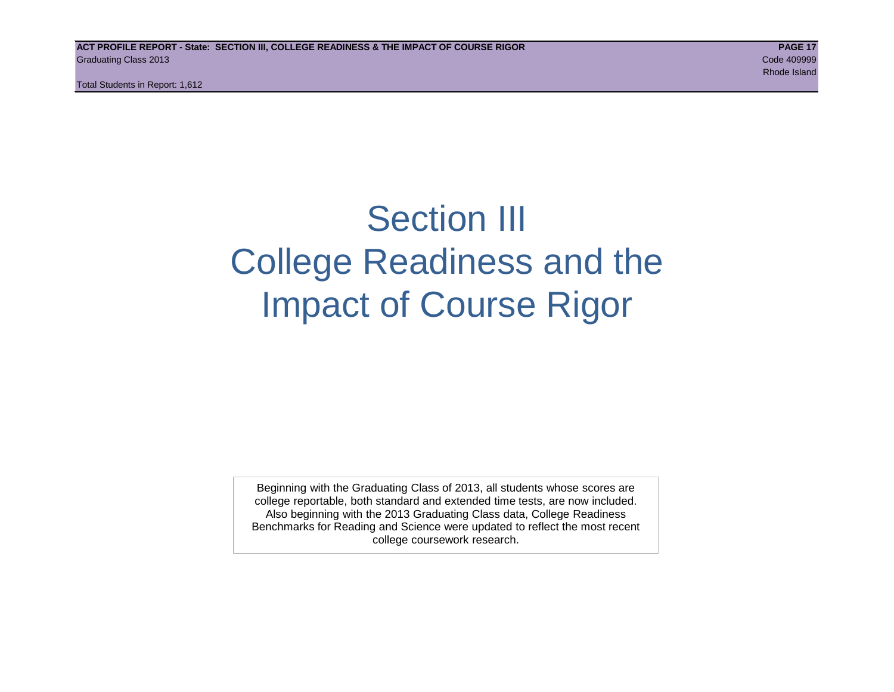# Section III
# College Readiness and the Impact of Course Rigor

Beginning with the Graduating Class of 2013, all students whose scores are college reportable, both standard and extended time tests, are now included. Also beginning with the 2013 Graduating Class data, College Readiness Benchmarks for Reading and Science were updated to reflect the most recent college coursework research.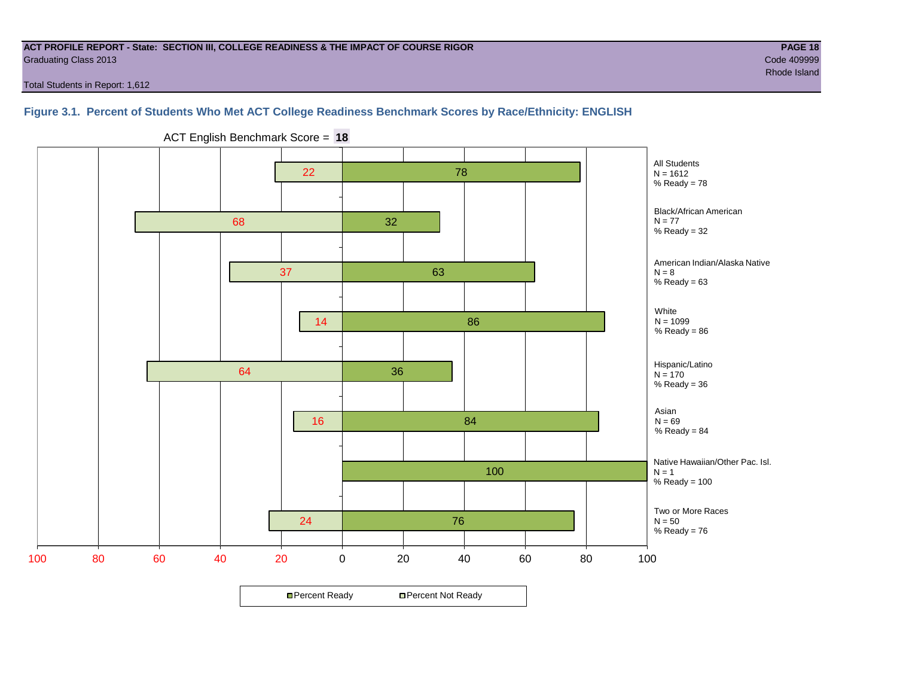**ACT PROFILE REPORT - State: SECTION III, COLLEGE READINESS & THE IMPACT OF COURSE RIGOR**

Graduating Class 2013

Code 409999

Rhode Island

Total Students in Report: 1,612

## Figure 3.1. Percent of Students Who Met ACT College Readiness Benchmark Scores by Race/Ethnicity: ENGLISH

ACT English Benchmark Score = **18**

| Group | N | Percent Not Ready | Percent Ready |
|---|---|---|---|
| All Students | 1612 | 22 | 78 |
| Black/African American | 77 | 68 | 32 |
| American Indian/Alaska Native | 8 | 37 | 63 |
| White | 1099 | 14 | 86 |
| Hispanic/Latino | 170 | 64 | 36 |
| Asian | 69 | 16 | 84 |
| Native Hawaiian/Other Pac. Isl. | 1 | | 100 |
| Two or More Races | 50 | 24 | 76 |

Percent Ready | Percent Not Ready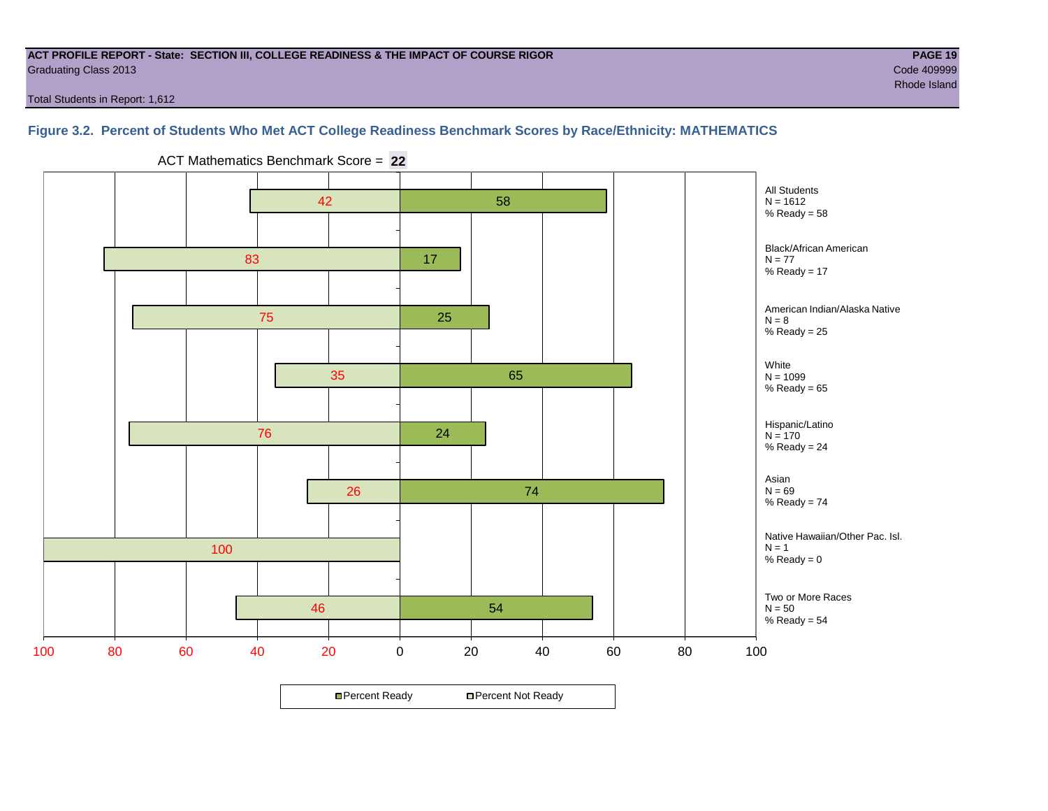ACT PROFILE REPORT - State: SECTION III, COLLEGE READINESS & THE IMPACT OF COURSE RIGOR
Graduating Class 2013
Code 409999
Rhode Island

Total Students in Report: 1,612

## Figure 3.2. Percent of Students Who Met ACT College Readiness Benchmark Scores by Race/Ethnicity: MATHEMATICS

ACT Mathematics Benchmark Score = **22**

| Group | N | Percent Not Ready | Percent Ready |
|---|---|---|---|
| All Students | 1612 | 42 | 58 |
| Black/African American | 77 | 83 | 17 |
| American Indian/Alaska Native | 8 | 75 | 25 |
| White | 1099 | 35 | 65 |
| Hispanic/Latino | 170 | 76 | 24 |
| Asian | 69 | 26 | 74 |
| Native Hawaiian/Other Pac. Isl. | 1 | 100 | 0 |
| Two or More Races | 50 | 46 | 54 |

Percent Ready | Percent Not Ready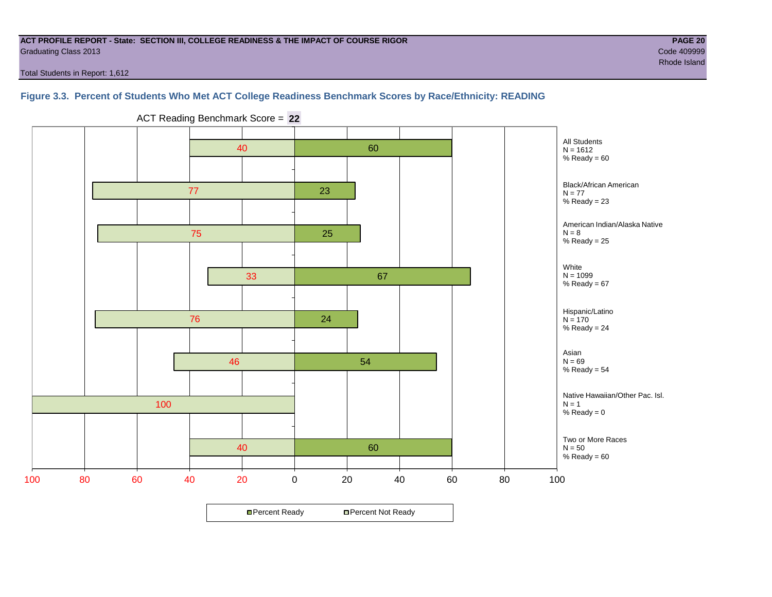**ACT PROFILE REPORT - State: SECTION III, COLLEGE READINESS & THE IMPACT OF COURSE RIGOR**

Graduating Class 2013

Code 409999

Rhode Island

Total Students in Report: 1,612

### Figure 3.3. Percent of Students Who Met ACT College Readiness Benchmark Scores by Race/Ethnicity: READING

ACT Reading Benchmark Score = **22**

| Group | N | Percent Not Ready | Percent Ready |
|---|---|---|---|
| All Students | 1612 | 40 | 60 |
| Black/African American | 77 | 77 | 23 |
| American Indian/Alaska Native | 8 | 75 | 25 |
| White | 1099 | 33 | 67 |
| Hispanic/Latino | 170 | 76 | 24 |
| Asian | 69 | 46 | 54 |
| Native Hawaiian/Other Pac. Isl. | 1 | 100 | 0 |
| Two or More Races | 50 | 40 | 60 |

Percent Ready / Percent Not Ready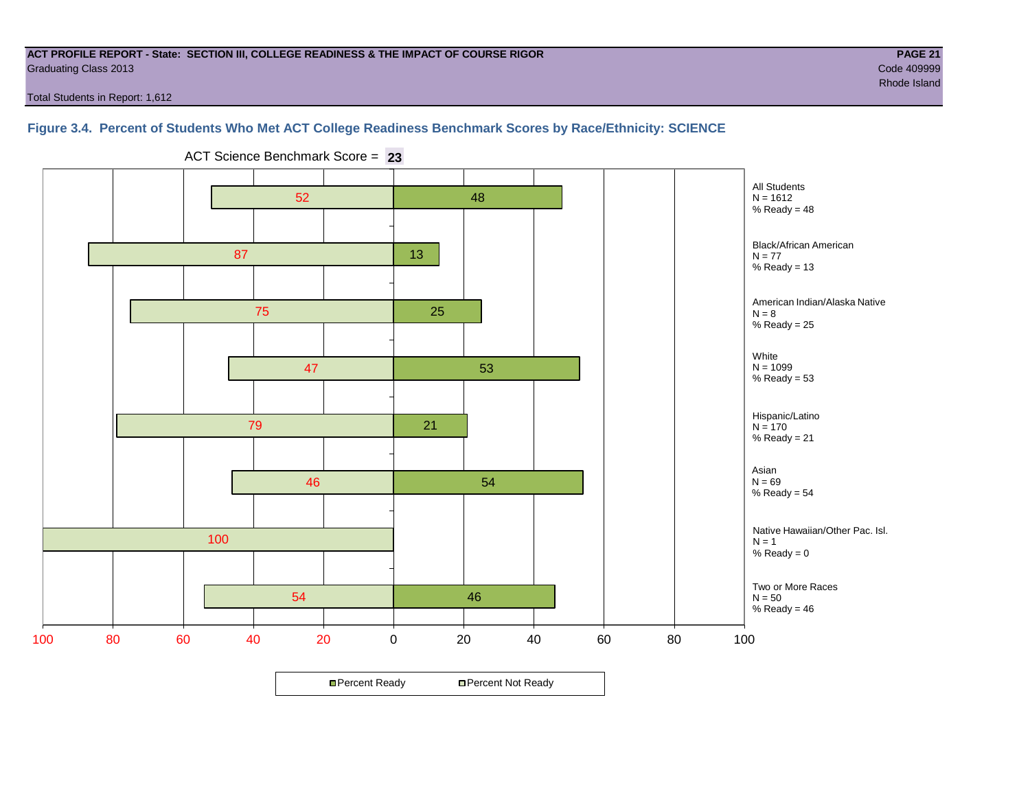ACT PROFILE REPORT - State: SECTION III, COLLEGE READINESS & THE IMPACT OF COURSE RIGOR

Graduating Class 2013

Code 409999

Rhode Island

Total Students in Report: 1,612

### Figure 3.4. Percent of Students Who Met ACT College Readiness Benchmark Scores by Race/Ethnicity: SCIENCE

ACT Science Benchmark Score = **23**

| Group | N | Percent Not Ready | Percent Ready |
|---|---|---|---|
| All Students | 1612 | 52 | 48 |
| Black/African American | 77 | 87 | 13 |
| American Indian/Alaska Native | 8 | 75 | 25 |
| White | 1099 | 47 | 53 |
| Hispanic/Latino | 170 | 79 | 21 |
| Asian | 69 | 46 | 54 |
| Native Hawaiian/Other Pac. Isl. | 1 | 100 | 0 |
| Two or More Races | 50 | 54 | 46 |

All Students
N = 1612
% Ready = 48

Black/African American
N = 77
% Ready = 13

American Indian/Alaska Native
N = 8
% Ready = 25

White
N = 1099
% Ready = 53

Hispanic/Latino
N = 170
% Ready = 21

Asian
N = 69
% Ready = 54

Native Hawaiian/Other Pac. Isl.
N = 1
% Ready = 0

Two or More Races
N = 50
% Ready = 46

Percent Ready | Percent Not Ready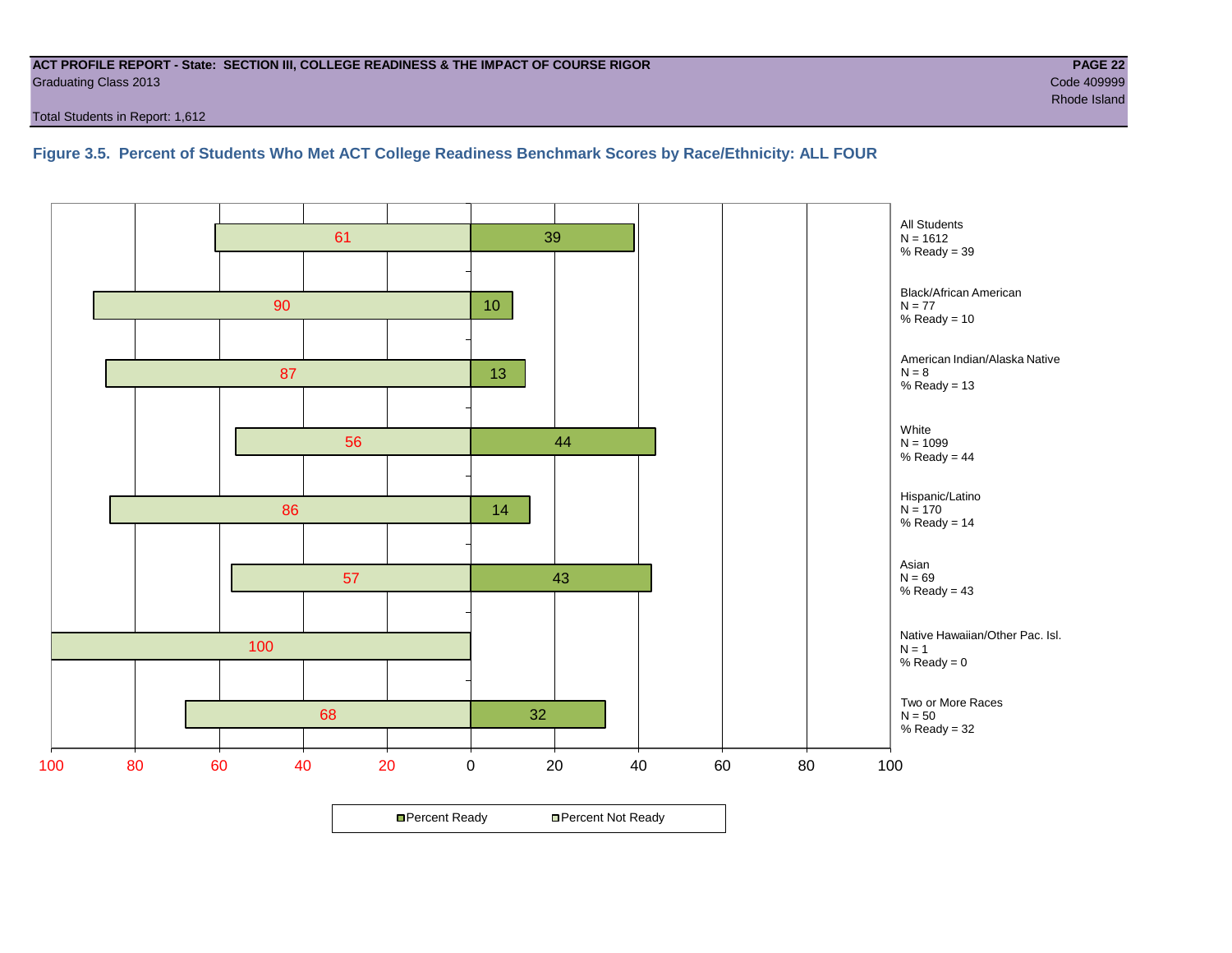ACT PROFILE REPORT - State: SECTION III, COLLEGE READINESS & THE IMPACT OF COURSE RIGOR
Graduating Class 2013

Code 409999
Rhode Island

Total Students in Report: 1,612

**Figure 3.5. Percent of Students Who Met ACT College Readiness Benchmark Scores by Race/Ethnicity: ALL FOUR**

| Group | N | Percent Not Ready | Percent Ready |
|---|---|---|---|
| All Students | 1612 | 61 | 39 |
| Black/African American | 77 | 90 | 10 |
| American Indian/Alaska Native | 8 | 87 | 13 |
| White | 1099 | 56 | 44 |
| Hispanic/Latino | 170 | 86 | 14 |
| Asian | 69 | 57 | 43 |
| Native Hawaiian/Other Pac. Isl. | 1 | 100 | 0 |
| Two or More Races | 50 | 68 | 32 |

Percent Ready / Percent Not Ready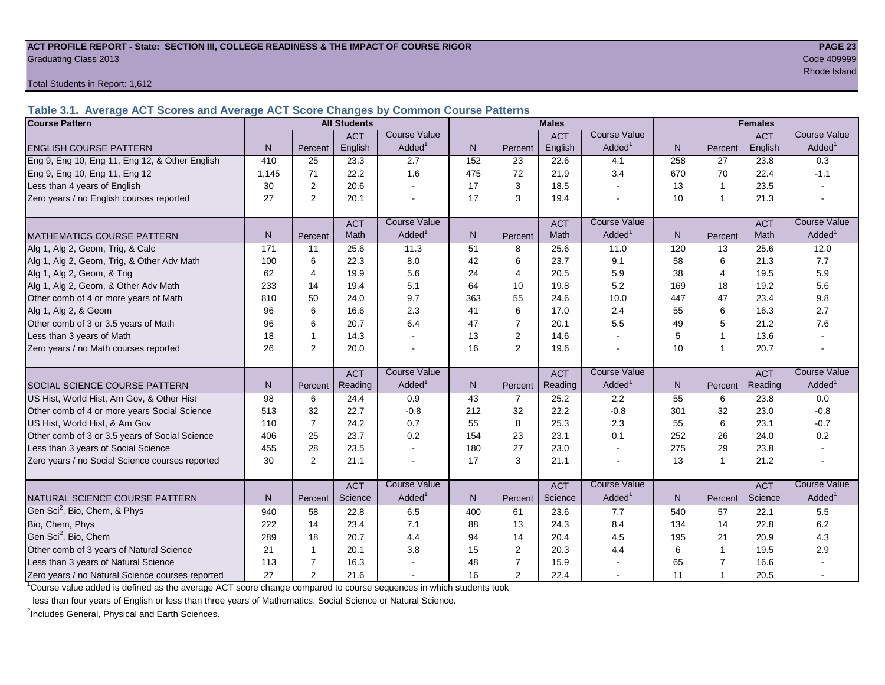**ACT PROFILE REPORT - State: SECTION III, COLLEGE READINESS & THE IMPACT OF COURSE RIGOR**

Graduating Class 2013

Code 409999

Rhode Island

Total Students in Report: 1,612

### Table 3.1. Average ACT Scores and Average ACT Score Changes by Common Course Patterns

| Course Pattern | All Students | | | | Males | | | | Females | | | |
|---|---|---|---|---|---|---|---|---|---|---|---|---|
| ENGLISH COURSE PATTERN | N | Percent | ACT English | Course Value Added[1] | N | Percent | ACT English | Course Value Added[1] | N | Percent | ACT English | Course Value Added[1] |
| Eng 9, Eng 10, Eng 11, Eng 12, & Other English | 410 | 25 | 23.3 | 2.7 | 152 | 23 | 22.6 | 4.1 | 258 | 27 | 23.8 | 0.3 |
| Eng 9, Eng 10, Eng 11, Eng 12 | 1,145 | 71 | 22.2 | 1.6 | 475 | 72 | 21.9 | 3.4 | 670 | 70 | 22.4 | -1.1 |
| Less than 4 years of English | 30 | 2 | 20.6 | - | 17 | 3 | 18.5 | - | 13 | 1 | 23.5 | - |
| Zero years / no English courses reported | 27 | 2 | 20.1 | - | 17 | 3 | 19.4 | - | 10 | 1 | 21.3 | - |
| MATHEMATICS COURSE PATTERN | N | Percent | ACT Math | Course Value Added[1] | N | Percent | ACT Math | Course Value Added[1] | N | Percent | ACT Math | Course Value Added[1] |
| Alg 1, Alg 2, Geom, Trig, & Calc | 171 | 11 | 25.6 | 11.3 | 51 | 8 | 25.6 | 11.0 | 120 | 13 | 25.6 | 12.0 |
| Alg 1, Alg 2, Geom, Trig, & Other Adv Math | 100 | 6 | 22.3 | 8.0 | 42 | 6 | 23.7 | 9.1 | 58 | 6 | 21.3 | 7.7 |
| Alg 1, Alg 2, Geom, & Trig | 62 | 4 | 19.9 | 5.6 | 24 | 4 | 20.5 | 5.9 | 38 | 4 | 19.5 | 5.9 |
| Alg 1, Alg 2, Geom, & Other Adv Math | 233 | 14 | 19.4 | 5.1 | 64 | 10 | 19.8 | 5.2 | 169 | 18 | 19.2 | 5.6 |
| Other comb of 4 or more years of Math | 810 | 50 | 24.0 | 9.7 | 363 | 55 | 24.6 | 10.0 | 447 | 47 | 23.4 | 9.8 |
| Alg 1, Alg 2, & Geom | 96 | 6 | 16.6 | 2.3 | 41 | 6 | 17.0 | 2.4 | 55 | 6 | 16.3 | 2.7 |
| Other comb of 3 or 3.5 years of Math | 96 | 6 | 20.7 | 6.4 | 47 | 7 | 20.1 | 5.5 | 49 | 5 | 21.2 | 7.6 |
| Less than 3 years of Math | 18 | 1 | 14.3 | - | 13 | 2 | 14.6 | - | 5 | 1 | 13.6 | - |
| Zero years / no Math courses reported | 26 | 2 | 20.0 | - | 16 | 2 | 19.6 | - | 10 | 1 | 20.7 | - |
| SOCIAL SCIENCE COURSE PATTERN | N | Percent | ACT Reading | Course Value Added[1] | N | Percent | ACT Reading | Course Value Added[1] | N | Percent | ACT Reading | Course Value Added[1] |
| US Hist, World Hist, Am Gov, & Other Hist | 98 | 6 | 24.4 | 0.9 | 43 | 7 | 25.2 | 2.2 | 55 | 6 | 23.8 | 0.0 |
| Other comb of 4 or more years Social Science | 513 | 32 | 22.7 | -0.8 | 212 | 32 | 22.2 | -0.8 | 301 | 32 | 23.0 | -0.8 |
| US Hist, World Hist, & Am Gov | 110 | 7 | 24.2 | 0.7 | 55 | 8 | 25.3 | 2.3 | 55 | 6 | 23.1 | -0.7 |
| Other comb of 3 or 3.5 years of Social Science | 406 | 25 | 23.7 | 0.2 | 154 | 23 | 23.1 | 0.1 | 252 | 26 | 24.0 | 0.2 |
| Less than 3 years of Social Science | 455 | 28 | 23.5 | - | 180 | 27 | 23.0 | - | 275 | 29 | 23.8 | - |
| Zero years / no Social Science courses reported | 30 | 2 | 21.1 | - | 17 | 3 | 21.1 | - | 13 | 1 | 21.2 | - |
| NATURAL SCIENCE COURSE PATTERN | N | Percent | ACT Science | Course Value Added[1] | N | Percent | ACT Science | Course Value Added[1] | N | Percent | ACT Science | Course Value Added[1] |
| Gen Sci[2], Bio, Chem, & Phys | 940 | 58 | 22.8 | 6.5 | 400 | 61 | 23.6 | 7.7 | 540 | 57 | 22.1 | 5.5 |
| Bio, Chem, Phys | 222 | 14 | 23.4 | 7.1 | 88 | 13 | 24.3 | 8.4 | 134 | 14 | 22.8 | 6.2 |
| Gen Sci[2], Bio, Chem | 289 | 18 | 20.7 | 4.4 | 94 | 14 | 20.4 | 4.5 | 195 | 21 | 20.9 | 4.3 |
| Other comb of 3 years of Natural Science | 21 | 1 | 20.1 | 3.8 | 15 | 2 | 20.3 | 4.4 | 6 | 1 | 19.5 | 2.9 |
| Less than 3 years of Natural Science | 113 | 7 | 16.3 | - | 48 | 7 | 15.9 | - | 65 | 7 | 16.6 | - |
| Zero years / no Natural Science courses reported | 27 | 2 | 21.6 | - | 16 | 2 | 22.4 | - | 11 | 1 | 20.5 | - |

[1]Course value added is defined as the average ACT score change compared to course sequences in which students took less than four years of English or less than three years of Mathematics, Social Science or Natural Science.

[2]Includes General, Physical and Earth Sciences.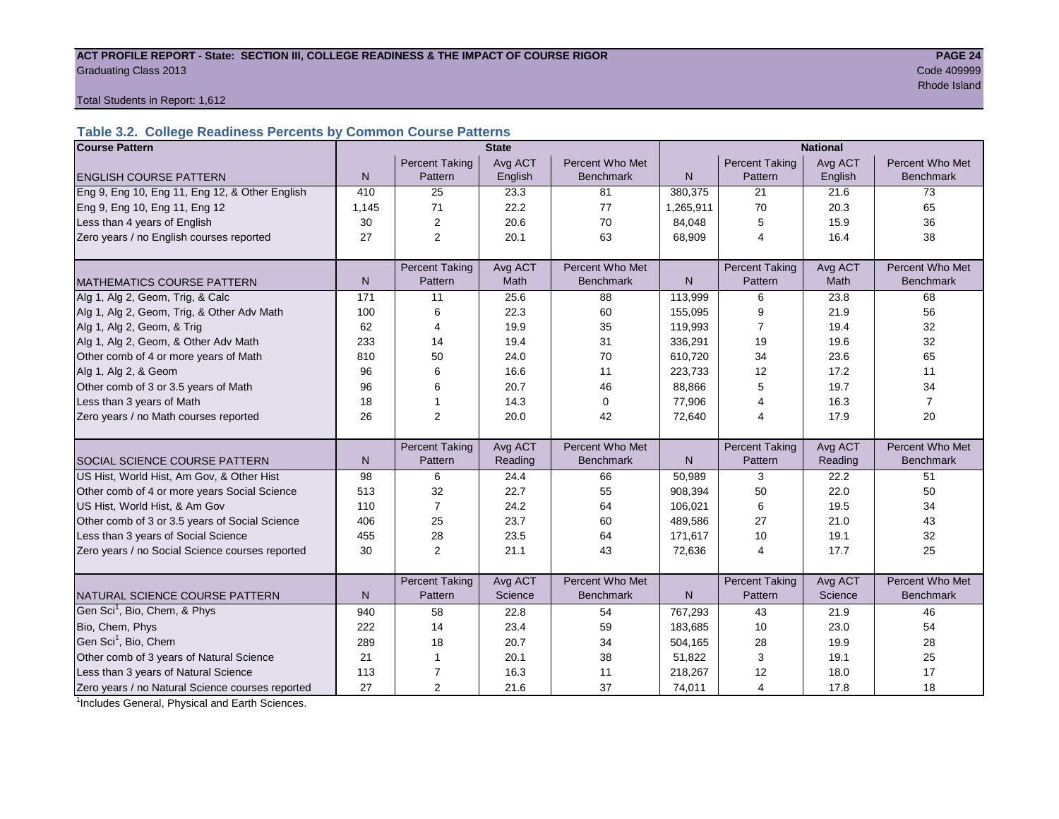ACT PROFILE REPORT - State: SECTION III, COLLEGE READINESS & THE IMPACT OF COURSE RIGOR

Graduating Class 2013

Code 409999

Rhode Island

Total Students in Report: 1,612

### Table 3.2. College Readiness Percents by Common Course Patterns

| Course Pattern | State | | | | National | | | |
|---|---|---|---|---|---|---|---|---|
| ENGLISH COURSE PATTERN | N | Percent Taking Pattern | Avg ACT English | Percent Who Met Benchmark | N | Percent Taking Pattern | Avg ACT English | Percent Who Met Benchmark |
| Eng 9, Eng 10, Eng 11, Eng 12, & Other English | 410 | 25 | 23.3 | 81 | 380,375 | 21 | 21.6 | 73 |
| Eng 9, Eng 10, Eng 11, Eng 12 | 1,145 | 71 | 22.2 | 77 | 1,265,911 | 70 | 20.3 | 65 |
| Less than 4 years of English | 30 | 2 | 20.6 | 70 | 84,048 | 5 | 15.9 | 36 |
| Zero years / no English courses reported | 27 | 2 | 20.1 | 63 | 68,909 | 4 | 16.4 | 38 |
| MATHEMATICS COURSE PATTERN | N | Percent Taking Pattern | Avg ACT Math | Percent Who Met Benchmark | N | Percent Taking Pattern | Avg ACT Math | Percent Who Met Benchmark |
| Alg 1, Alg 2, Geom, Trig, & Calc | 171 | 11 | 25.6 | 88 | 113,999 | 6 | 23.8 | 68 |
| Alg 1, Alg 2, Geom, Trig, & Other Adv Math | 100 | 6 | 22.3 | 60 | 155,095 | 9 | 21.9 | 56 |
| Alg 1, Alg 2, Geom, & Trig | 62 | 4 | 19.9 | 35 | 119,993 | 7 | 19.4 | 32 |
| Alg 1, Alg 2, Geom, & Other Adv Math | 233 | 14 | 19.4 | 31 | 336,291 | 19 | 19.6 | 32 |
| Other comb of 4 or more years of Math | 810 | 50 | 24.0 | 70 | 610,720 | 34 | 23.6 | 65 |
| Alg 1, Alg 2, & Geom | 96 | 6 | 16.6 | 11 | 223,733 | 12 | 17.2 | 11 |
| Other comb of 3 or 3.5 years of Math | 96 | 6 | 20.7 | 46 | 88,866 | 5 | 19.7 | 34 |
| Less than 3 years of Math | 18 | 1 | 14.3 | 0 | 77,906 | 4 | 16.3 | 7 |
| Zero years / no Math courses reported | 26 | 2 | 20.0 | 42 | 72,640 | 4 | 17.9 | 20 |
| SOCIAL SCIENCE COURSE PATTERN | N | Percent Taking Pattern | Avg ACT Reading | Percent Who Met Benchmark | N | Percent Taking Pattern | Avg ACT Reading | Percent Who Met Benchmark |
| US Hist, World Hist, Am Gov, & Other Hist | 98 | 6 | 24.4 | 66 | 50,989 | 3 | 22.2 | 51 |
| Other comb of 4 or more years Social Science | 513 | 32 | 22.7 | 55 | 908,394 | 50 | 22.0 | 50 |
| US Hist, World Hist, & Am Gov | 110 | 7 | 24.2 | 64 | 106,021 | 6 | 19.5 | 34 |
| Other comb of 3 or 3.5 years of Social Science | 406 | 25 | 23.7 | 60 | 489,586 | 27 | 21.0 | 43 |
| Less than 3 years of Social Science | 455 | 28 | 23.5 | 64 | 171,617 | 10 | 19.1 | 32 |
| Zero years / no Social Science courses reported | 30 | 2 | 21.1 | 43 | 72,636 | 4 | 17.7 | 25 |
| NATURAL SCIENCE COURSE PATTERN | N | Percent Taking Pattern | Avg ACT Science | Percent Who Met Benchmark | N | Percent Taking Pattern | Avg ACT Science | Percent Who Met Benchmark |
| Gen Sci[1], Bio, Chem, & Phys | 940 | 58 | 22.8 | 54 | 767,293 | 43 | 21.9 | 46 |
| Bio, Chem, Phys | 222 | 14 | 23.4 | 59 | 183,685 | 10 | 23.0 | 54 |
| Gen Sci[1], Bio, Chem | 289 | 18 | 20.7 | 34 | 504,165 | 28 | 19.9 | 28 |
| Other comb of 3 years of Natural Science | 21 | 1 | 20.1 | 38 | 51,822 | 3 | 19.1 | 25 |
| Less than 3 years of Natural Science | 113 | 7 | 16.3 | 11 | 218,267 | 12 | 18.0 | 17 |
| Zero years / no Natural Science courses reported | 27 | 2 | 21.6 | 37 | 74,011 | 4 | 17.8 | 18 |

[1]Includes General, Physical and Earth Sciences.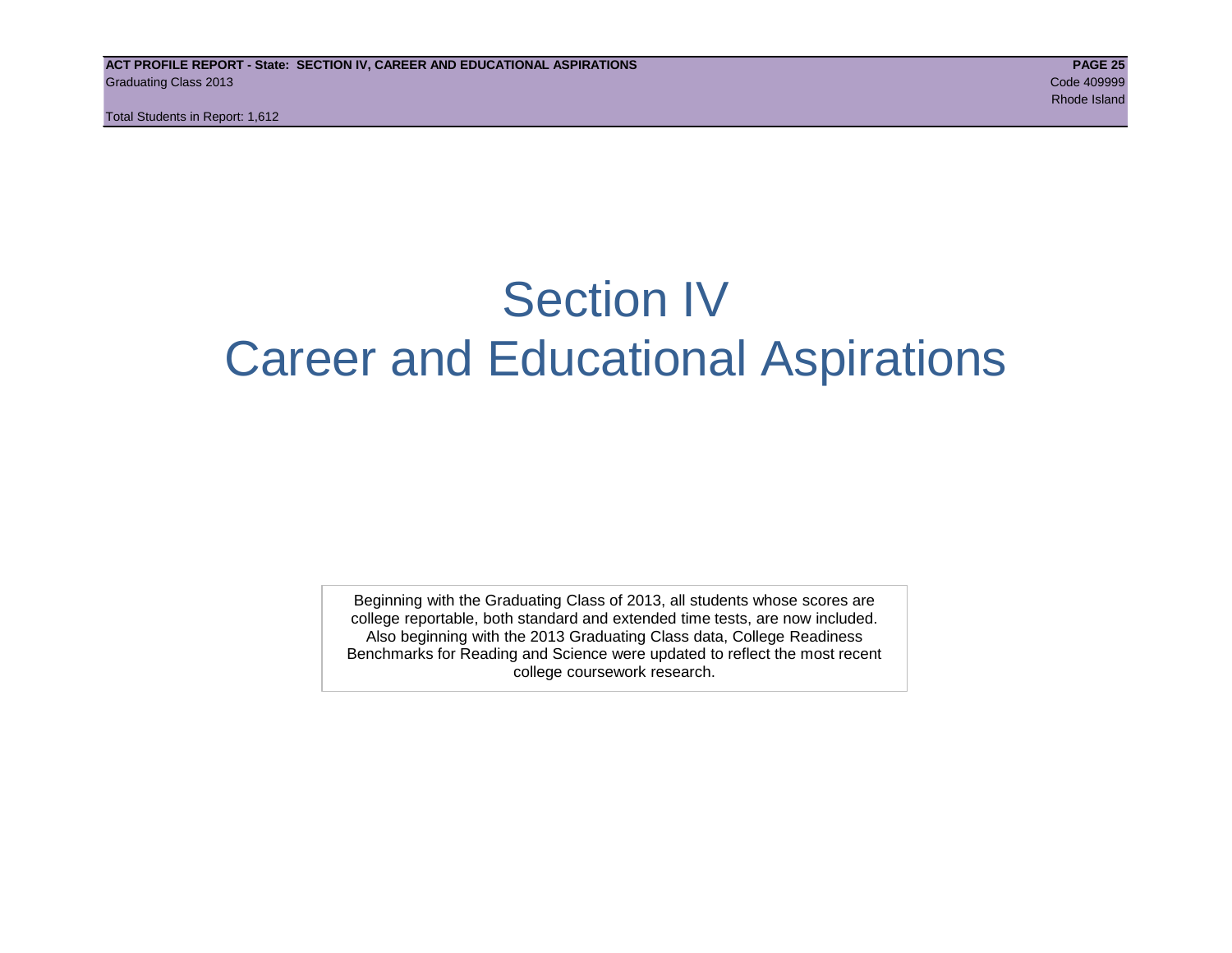# Section IV
# Career and Educational Aspirations

Beginning with the Graduating Class of 2013, all students whose scores are college reportable, both standard and extended time tests, are now included. Also beginning with the 2013 Graduating Class data, College Readiness Benchmarks for Reading and Science were updated to reflect the most recent college coursework research.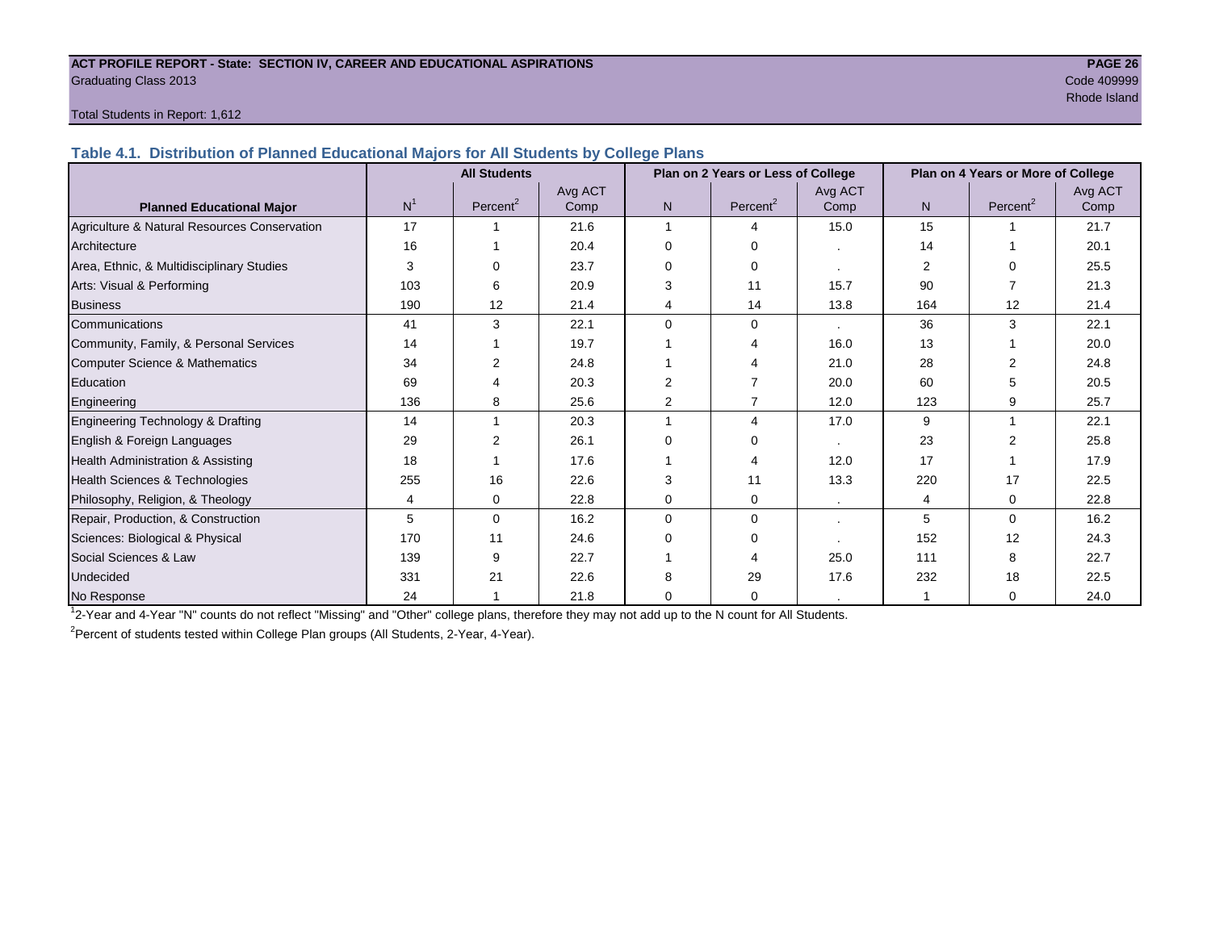**ACT PROFILE REPORT - State: SECTION IV, CAREER AND EDUCATIONAL ASPIRATIONS**

Graduating Class 2013

Code 409999

Rhode Island

Total Students in Report: 1,612

## Table 4.1. Distribution of Planned Educational Majors for All Students by College Plans

| Planned Educational Major | All Students | | | Plan on 2 Years or Less of College | | | Plan on 4 Years or More of College | | |
|---|---|---|---|---|---|---|---|---|---|
| | N[1] | Percent[2] | Avg ACT Comp | N | Percent[2] | Avg ACT Comp | N | Percent[2] | Avg ACT Comp |
| Agriculture & Natural Resources Conservation | 17 | 1 | 21.6 | 1 | 4 | 15.0 | 15 | 1 | 21.7 |
| Architecture | 16 | 1 | 20.4 | 0 | 0 | . | 14 | 1 | 20.1 |
| Area, Ethnic, & Multidisciplinary Studies | 3 | 0 | 23.7 | 0 | 0 | . | 2 | 0 | 25.5 |
| Arts: Visual & Performing | 103 | 6 | 20.9 | 3 | 11 | 15.7 | 90 | 7 | 21.3 |
| Business | 190 | 12 | 21.4 | 4 | 14 | 13.8 | 164 | 12 | 21.4 |
| Communications | 41 | 3 | 22.1 | 0 | 0 | . | 36 | 3 | 22.1 |
| Community, Family, & Personal Services | 14 | 1 | 19.7 | 1 | 4 | 16.0 | 13 | 1 | 20.0 |
| Computer Science & Mathematics | 34 | 2 | 24.8 | 1 | 4 | 21.0 | 28 | 2 | 24.8 |
| Education | 69 | 4 | 20.3 | 2 | 7 | 20.0 | 60 | 5 | 20.5 |
| Engineering | 136 | 8 | 25.6 | 2 | 7 | 12.0 | 123 | 9 | 25.7 |
| Engineering Technology & Drafting | 14 | 1 | 20.3 | 1 | 4 | 17.0 | 9 | 1 | 22.1 |
| English & Foreign Languages | 29 | 2 | 26.1 | 0 | 0 | . | 23 | 2 | 25.8 |
| Health Administration & Assisting | 18 | 1 | 17.6 | 1 | 4 | 12.0 | 17 | 1 | 17.9 |
| Health Sciences & Technologies | 255 | 16 | 22.6 | 3 | 11 | 13.3 | 220 | 17 | 22.5 |
| Philosophy, Religion, & Theology | 4 | 0 | 22.8 | 0 | 0 | . | 4 | 0 | 22.8 |
| Repair, Production, & Construction | 5 | 0 | 16.2 | 0 | 0 | . | 5 | 0 | 16.2 |
| Sciences: Biological & Physical | 170 | 11 | 24.6 | 0 | 0 | . | 152 | 12 | 24.3 |
| Social Sciences & Law | 139 | 9 | 22.7 | 1 | 4 | 25.0 | 111 | 8 | 22.7 |
| Undecided | 331 | 21 | 22.6 | 8 | 29 | 17.6 | 232 | 18 | 22.5 |
| No Response | 24 | 1 | 21.8 | 0 | 0 | . | 1 | 0 | 24.0 |

[1]2-Year and 4-Year "N" counts do not reflect "Missing" and "Other" college plans, therefore they may not add up to the N count for All Students.

[2]Percent of students tested within College Plan groups (All Students, 2-Year, 4-Year).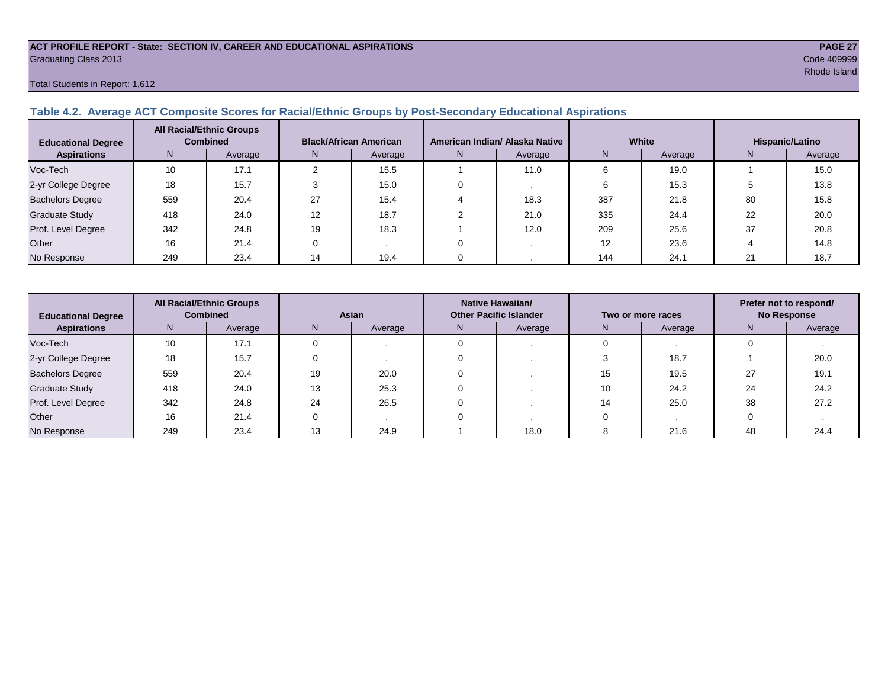**ACT PROFILE REPORT - State: SECTION IV, CAREER AND EDUCATIONAL ASPIRATIONS**
Graduating Class 2013
Code 409999
Rhode Island

Total Students in Report: 1,612

### Table 4.2. Average ACT Composite Scores for Racial/Ethnic Groups by Post-Secondary Educational Aspirations

| Educational Degree Aspirations | All Racial/Ethnic Groups Combined | | Black/African American | | American Indian/ Alaska Native | | White | | Hispanic/Latino | |
|---|---|---|---|---|---|---|---|---|---|---|
| | N | Average | N | Average | N | Average | N | Average | N | Average |
| Voc-Tech | 10 | 17.1 | 2 | 15.5 | 1 | 11.0 | 6 | 19.0 | 1 | 15.0 |
| 2-yr College Degree | 18 | 15.7 | 3 | 15.0 | 0 | . | 6 | 15.3 | 5 | 13.8 |
| Bachelors Degree | 559 | 20.4 | 27 | 15.4 | 4 | 18.3 | 387 | 21.8 | 80 | 15.8 |
| Graduate Study | 418 | 24.0 | 12 | 18.7 | 2 | 21.0 | 335 | 24.4 | 22 | 20.0 |
| Prof. Level Degree | 342 | 24.8 | 19 | 18.3 | 1 | 12.0 | 209 | 25.6 | 37 | 20.8 |
| Other | 16 | 21.4 | 0 | . | 0 | . | 12 | 23.6 | 4 | 14.8 |
| No Response | 249 | 23.4 | 14 | 19.4 | 0 | . | 144 | 24.1 | 21 | 18.7 |

| Educational Degree Aspirations | All Racial/Ethnic Groups Combined | | Asian | | Native Hawaiian/ Other Pacific Islander | | Two or more races | | Prefer not to respond/ No Response | |
|---|---|---|---|---|---|---|---|---|---|---|
| | N | Average | N | Average | N | Average | N | Average | N | Average |
| Voc-Tech | 10 | 17.1 | 0 | . | 0 | . | 0 | . | 0 | . |
| 2-yr College Degree | 18 | 15.7 | 0 | . | 0 | . | 3 | 18.7 | 1 | 20.0 |
| Bachelors Degree | 559 | 20.4 | 19 | 20.0 | 0 | . | 15 | 19.5 | 27 | 19.1 |
| Graduate Study | 418 | 24.0 | 13 | 25.3 | 0 | . | 10 | 24.2 | 24 | 24.2 |
| Prof. Level Degree | 342 | 24.8 | 24 | 26.5 | 0 | . | 14 | 25.0 | 38 | 27.2 |
| Other | 16 | 21.4 | 0 | . | 0 | . | 0 | . | 0 | . |
| No Response | 249 | 23.4 | 13 | 24.9 | 1 | 18.0 | 8 | 21.6 | 48 | 24.4 |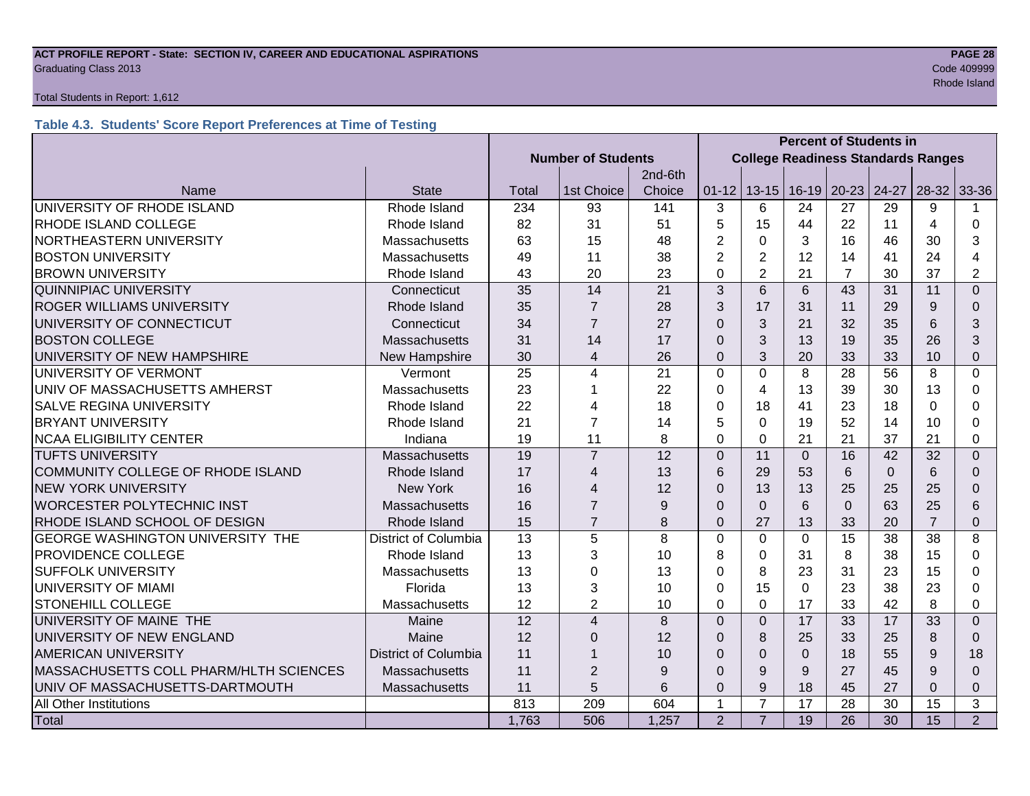**ACT PROFILE REPORT - State: SECTION IV, CAREER AND EDUCATIONAL ASPIRATIONS**

Graduating Class 2013

Code 409999

Rhode Island

Total Students in Report: 1,612

### Table 4.3. Students' Score Report Preferences at Time of Testing

| | | Number of Students | | | Percent of Students in College Readiness Standards Ranges | | | | | | |
|---|---|---|---|---|---|---|---|---|---|---|---|
| Name | State | Total | 1st Choice | 2nd-6th Choice | 01-12 | 13-15 | 16-19 | 20-23 | 24-27 | 28-32 | 33-36 |
| UNIVERSITY OF RHODE ISLAND | Rhode Island | 234 | 93 | 141 | 3 | 6 | 24 | 27 | 29 | 9 | 1 |
| RHODE ISLAND COLLEGE | Rhode Island | 82 | 31 | 51 | 5 | 15 | 44 | 22 | 11 | 4 | 0 |
| NORTHEASTERN UNIVERSITY | Massachusetts | 63 | 15 | 48 | 2 | 0 | 3 | 16 | 46 | 30 | 3 |
| BOSTON UNIVERSITY | Massachusetts | 49 | 11 | 38 | 2 | 2 | 12 | 14 | 41 | 24 | 4 |
| BROWN UNIVERSITY | Rhode Island | 43 | 20 | 23 | 0 | 2 | 21 | 7 | 30 | 37 | 2 |
| QUINNIPIAC UNIVERSITY | Connecticut | 35 | 14 | 21 | 3 | 6 | 6 | 43 | 31 | 11 | 0 |
| ROGER WILLIAMS UNIVERSITY | Rhode Island | 35 | 7 | 28 | 3 | 17 | 31 | 11 | 29 | 9 | 0 |
| UNIVERSITY OF CONNECTICUT | Connecticut | 34 | 7 | 27 | 0 | 3 | 21 | 32 | 35 | 6 | 3 |
| BOSTON COLLEGE | Massachusetts | 31 | 14 | 17 | 0 | 3 | 13 | 19 | 35 | 26 | 3 |
| UNIVERSITY OF NEW HAMPSHIRE | New Hampshire | 30 | 4 | 26 | 0 | 3 | 20 | 33 | 33 | 10 | 0 |
| UNIVERSITY OF VERMONT | Vermont | 25 | 4 | 21 | 0 | 0 | 8 | 28 | 56 | 8 | 0 |
| UNIV OF MASSACHUSETTS AMHERST | Massachusetts | 23 | 1 | 22 | 0 | 4 | 13 | 39 | 30 | 13 | 0 |
| SALVE REGINA UNIVERSITY | Rhode Island | 22 | 4 | 18 | 0 | 18 | 41 | 23 | 18 | 0 | 0 |
| BRYANT UNIVERSITY | Rhode Island | 21 | 7 | 14 | 5 | 0 | 19 | 52 | 14 | 10 | 0 |
| NCAA ELIGIBILITY CENTER | Indiana | 19 | 11 | 8 | 0 | 0 | 21 | 21 | 37 | 21 | 0 |
| TUFTS UNIVERSITY | Massachusetts | 19 | 7 | 12 | 0 | 11 | 0 | 16 | 42 | 32 | 0 |
| COMMUNITY COLLEGE OF RHODE ISLAND | Rhode Island | 17 | 4 | 13 | 6 | 29 | 53 | 6 | 0 | 6 | 0 |
| NEW YORK UNIVERSITY | New York | 16 | 4 | 12 | 0 | 13 | 13 | 25 | 25 | 25 | 0 |
| WORCESTER POLYTECHNIC INST | Massachusetts | 16 | 7 | 9 | 0 | 0 | 6 | 0 | 63 | 25 | 6 |
| RHODE ISLAND SCHOOL OF DESIGN | Rhode Island | 15 | 7 | 8 | 0 | 27 | 13 | 33 | 20 | 7 | 0 |
| GEORGE WASHINGTON UNIVERSITY THE | District of Columbia | 13 | 5 | 8 | 0 | 0 | 0 | 15 | 38 | 38 | 8 |
| PROVIDENCE COLLEGE | Rhode Island | 13 | 3 | 10 | 8 | 0 | 31 | 8 | 38 | 15 | 0 |
| SUFFOLK UNIVERSITY | Massachusetts | 13 | 0 | 13 | 0 | 8 | 23 | 31 | 23 | 15 | 0 |
| UNIVERSITY OF MIAMI | Florida | 13 | 3 | 10 | 0 | 15 | 0 | 23 | 38 | 23 | 0 |
| STONEHILL COLLEGE | Massachusetts | 12 | 2 | 10 | 0 | 0 | 17 | 33 | 42 | 8 | 0 |
| UNIVERSITY OF MAINE THE | Maine | 12 | 4 | 8 | 0 | 0 | 17 | 33 | 17 | 33 | 0 |
| UNIVERSITY OF NEW ENGLAND | Maine | 12 | 0 | 12 | 0 | 8 | 25 | 33 | 25 | 8 | 0 |
| AMERICAN UNIVERSITY | District of Columbia | 11 | 1 | 10 | 0 | 0 | 0 | 18 | 55 | 9 | 18 |
| MASSACHUSETTS COLL PHARM/HLTH SCIENCES | Massachusetts | 11 | 2 | 9 | 0 | 9 | 9 | 27 | 45 | 9 | 0 |
| UNIV OF MASSACHUSETTS-DARTMOUTH | Massachusetts | 11 | 5 | 6 | 0 | 9 | 18 | 45 | 27 | 0 | 0 |
| All Other Institutions | | 813 | 209 | 604 | 1 | 7 | 17 | 28 | 30 | 15 | 3 |
| Total | | 1,763 | 506 | 1,257 | 2 | 7 | 19 | 26 | 30 | 15 | 2 |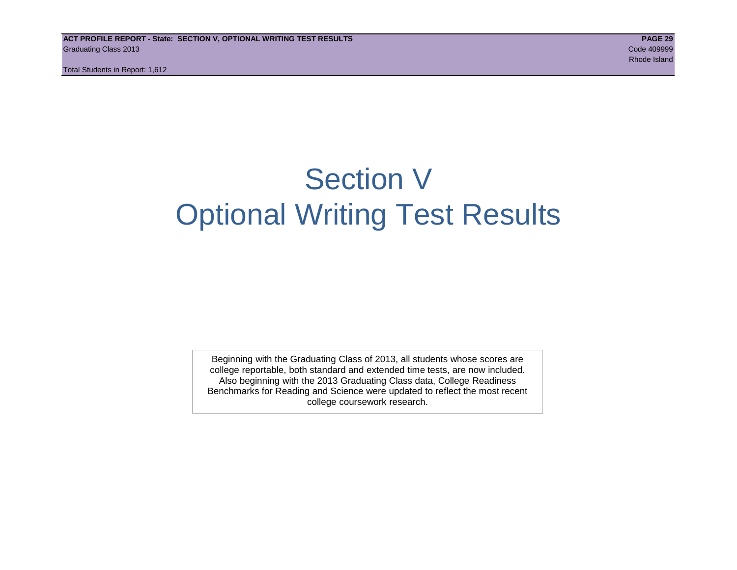# Section V
# Optional Writing Test Results

Beginning with the Graduating Class of 2013, all students whose scores are college reportable, both standard and extended time tests, are now included. Also beginning with the 2013 Graduating Class data, College Readiness Benchmarks for Reading and Science were updated to reflect the most recent college coursework research.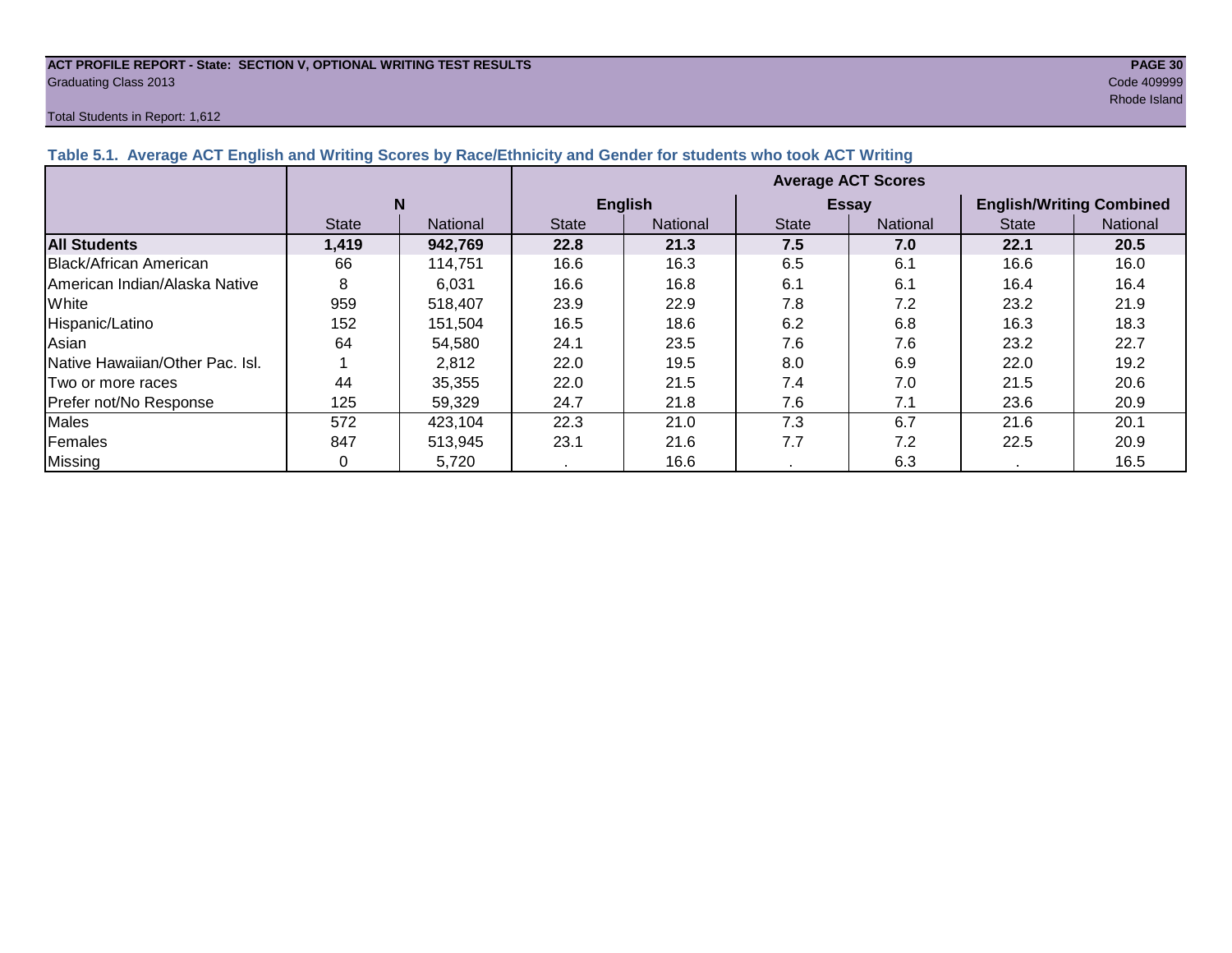**ACT PROFILE REPORT - State: SECTION V, OPTIONAL WRITING TEST RESULTS**
Graduating Class 2013
Code 409999
Rhode Island

Total Students in Report: 1,612

### Table 5.1. Average ACT English and Writing Scores by Race/Ethnicity and Gender for students who took ACT Writing

| | N | | Average ACT Scores | | | | | |
|---|---|---|---|---|---|---|---|---|
| | | | English | | Essay | | English/Writing Combined | |
| | State | National | State | National | State | National | State | National |
| **All Students** | **1,419** | **942,769** | **22.8** | **21.3** | **7.5** | **7.0** | **22.1** | **20.5** |
| Black/African American | 66 | 114,751 | 16.6 | 16.3 | 6.5 | 6.1 | 16.6 | 16.0 |
| American Indian/Alaska Native | 8 | 6,031 | 16.6 | 16.8 | 6.1 | 6.1 | 16.4 | 16.4 |
| White | 959 | 518,407 | 23.9 | 22.9 | 7.8 | 7.2 | 23.2 | 21.9 |
| Hispanic/Latino | 152 | 151,504 | 16.5 | 18.6 | 6.2 | 6.8 | 16.3 | 18.3 |
| Asian | 64 | 54,580 | 24.1 | 23.5 | 7.6 | 7.6 | 23.2 | 22.7 |
| Native Hawaiian/Other Pac. Isl. | 1 | 2,812 | 22.0 | 19.5 | 8.0 | 6.9 | 22.0 | 19.2 |
| Two or more races | 44 | 35,355 | 22.0 | 21.5 | 7.4 | 7.0 | 21.5 | 20.6 |
| Prefer not/No Response | 125 | 59,329 | 24.7 | 21.8 | 7.6 | 7.1 | 23.6 | 20.9 |
| Males | 572 | 423,104 | 22.3 | 21.0 | 7.3 | 6.7 | 21.6 | 20.1 |
| Females | 847 | 513,945 | 23.1 | 21.6 | 7.7 | 7.2 | 22.5 | 20.9 |
| Missing | 0 | 5,720 | . | 16.6 | . | 6.3 | . | 16.5 |